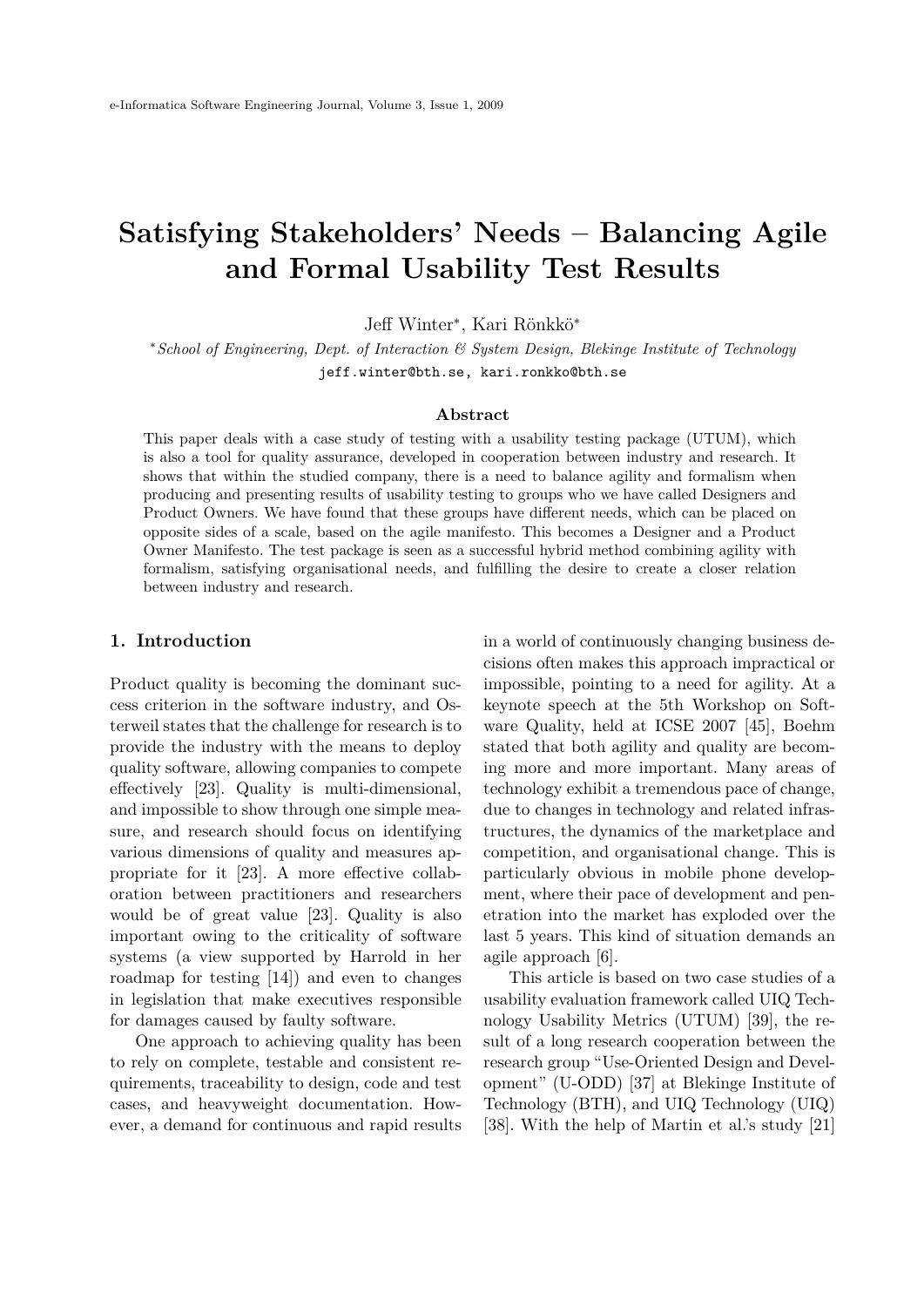# Satisfying Stakeholders' Needs – Balancing Agile and Formal Usability Test Results

Jeff Winter[*], Kari Rönkkö[*]

[*]*School of Engineering, Dept. of Interaction & System Design, Blekinge Institute of Technology*

jeff.winter@bth.se, kari.ronkko@bth.se

### Abstract

This paper deals with a case study of testing with a usability testing package (UTUM), which is also a tool for quality assurance, developed in cooperation between industry and research. It shows that within the studied company, there is a need to balance agility and formalism when producing and presenting results of usability testing to groups who we have called Designers and Product Owners. We have found that these groups have different needs, which can be placed on opposite sides of a scale, based on the agile manifesto. This becomes a Designer and a Product Owner Manifesto. The test package is seen as a successful hybrid method combining agility with formalism, satisfying organisational needs, and fulfilling the desire to create a closer relation between industry and research.

## 1. Introduction

Product quality is becoming the dominant success criterion in the software industry, and Osterweil states that the challenge for research is to provide the industry with the means to deploy quality software, allowing companies to compete effectively [23]. Quality is multi-dimensional, and impossible to show through one simple measure, and research should focus on identifying various dimensions of quality and measures appropriate for it [23]. A more effective collaboration between practitioners and researchers would be of great value [23]. Quality is also important owing to the criticality of software systems (a view supported by Harrold in her roadmap for testing [14]) and even to changes in legislation that make executives responsible for damages caused by faulty software.

One approach to achieving quality has been to rely on complete, testable and consistent requirements, traceability to design, code and test cases, and heavyweight documentation. However, a demand for continuous and rapid results in a world of continuously changing business decisions often makes this approach impractical or impossible, pointing to a need for agility. At a keynote speech at the 5th Workshop on Software Quality, held at ICSE 2007 [45], Boehm stated that both agility and quality are becoming more and more important. Many areas of technology exhibit a tremendous pace of change, due to changes in technology and related infrastructures, the dynamics of the marketplace and competition, and organisational change. This is particularly obvious in mobile phone development, where their pace of development and penetration into the market has exploded over the last 5 years. This kind of situation demands an agile approach [6].

This article is based on two case studies of a usability evaluation framework called UIQ Technology Usability Metrics (UTUM) [39], the result of a long research cooperation between the research group "Use-Oriented Design and Development" (U-ODD) [37] at Blekinge Institute of Technology (BTH), and UIQ Technology (UIQ) [38]. With the help of Martin et al.'s study [21]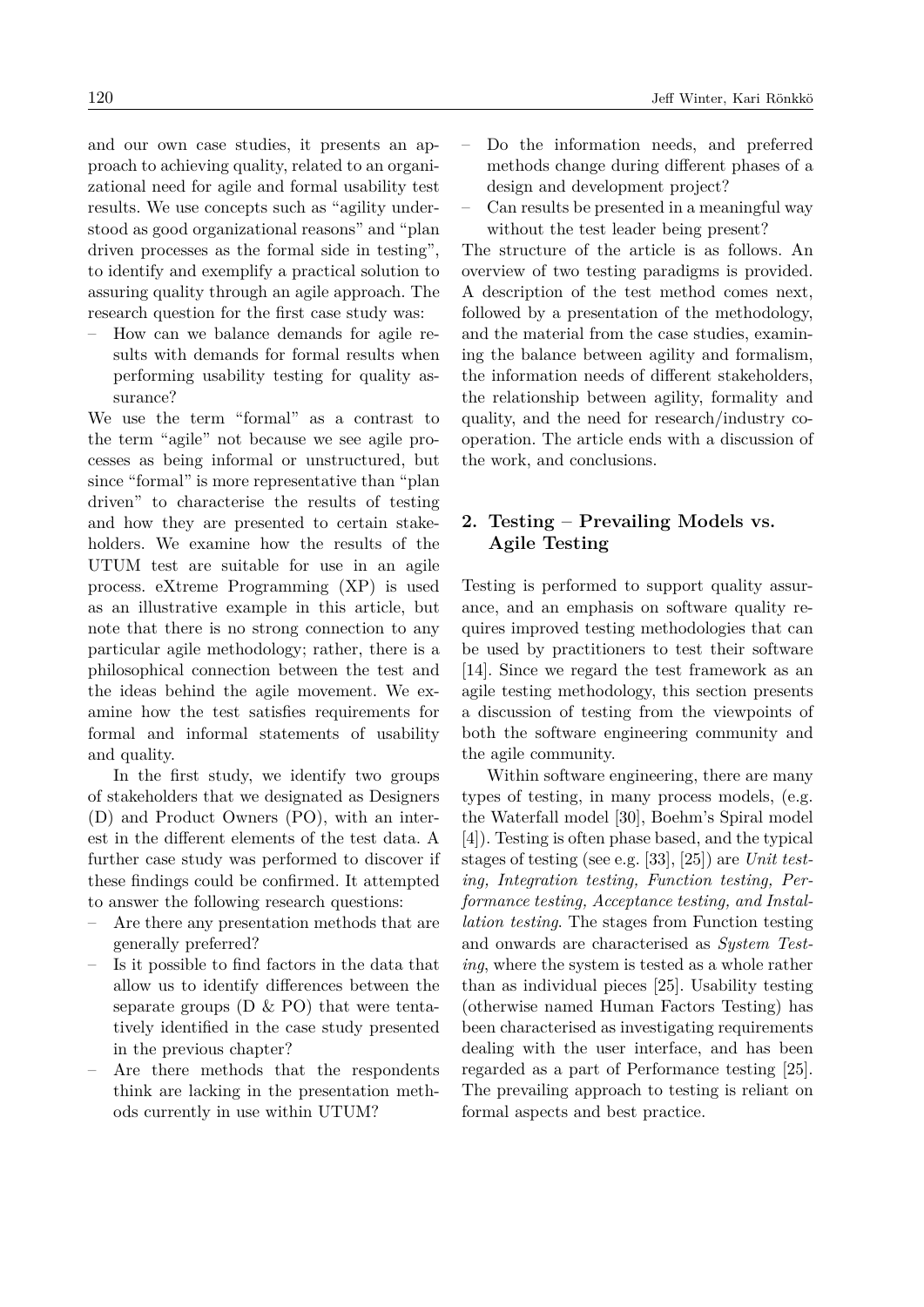and our own case studies, it presents an approach to achieving quality, related to an organizational need for agile and formal usability test results. We use concepts such as "agility understood as good organizational reasons" and "plan driven processes as the formal side in testing", to identify and exemplify a practical solution to assuring quality through an agile approach. The research question for the first case study was:

- How can we balance demands for agile results with demands for formal results when performing usability testing for quality assurance?

We use the term "formal" as a contrast to the term "agile" not because we see agile processes as being informal or unstructured, but since "formal" is more representative than "plan driven" to characterise the results of testing and how they are presented to certain stakeholders. We examine how the results of the UTUM test are suitable for use in an agile process. eXtreme Programming (XP) is used as an illustrative example in this article, but note that there is no strong connection to any particular agile methodology; rather, there is a philosophical connection between the test and the ideas behind the agile movement. We examine how the test satisfies requirements for formal and informal statements of usability and quality.

In the first study, we identify two groups of stakeholders that we designated as Designers (D) and Product Owners (PO), with an interest in the different elements of the test data. A further case study was performed to discover if these findings could be confirmed. It attempted to answer the following research questions:

- Are there any presentation methods that are generally preferred?
- Is it possible to find factors in the data that allow us to identify differences between the separate groups (D & PO) that were tentatively identified in the case study presented in the previous chapter?
- Are there methods that the respondents think are lacking in the presentation methods currently in use within UTUM?
- Do the information needs, and preferred methods change during different phases of a design and development project?
- Can results be presented in a meaningful way without the test leader being present?

The structure of the article is as follows. An overview of two testing paradigms is provided. A description of the test method comes next, followed by a presentation of the methodology, and the material from the case studies, examining the balance between agility and formalism, the information needs of different stakeholders, the relationship between agility, formality and quality, and the need for research/industry cooperation. The article ends with a discussion of the work, and conclusions.

## 2. Testing – Prevailing Models vs. Agile Testing

Testing is performed to support quality assurance, and an emphasis on software quality requires improved testing methodologies that can be used by practitioners to test their software [14]. Since we regard the test framework as an agile testing methodology, this section presents a discussion of testing from the viewpoints of both the software engineering community and the agile community.

Within software engineering, there are many types of testing, in many process models, (e.g. the Waterfall model [30], Boehm's Spiral model [4]). Testing is often phase based, and the typical stages of testing (see e.g. [33], [25]) are *Unit testing, Integration testing, Function testing, Performance testing, Acceptance testing, and Installation testing*. The stages from Function testing and onwards are characterised as *System Testing*, where the system is tested as a whole rather than as individual pieces [25]. Usability testing (otherwise named Human Factors Testing) has been characterised as investigating requirements dealing with the user interface, and has been regarded as a part of Performance testing [25]. The prevailing approach to testing is reliant on formal aspects and best practice.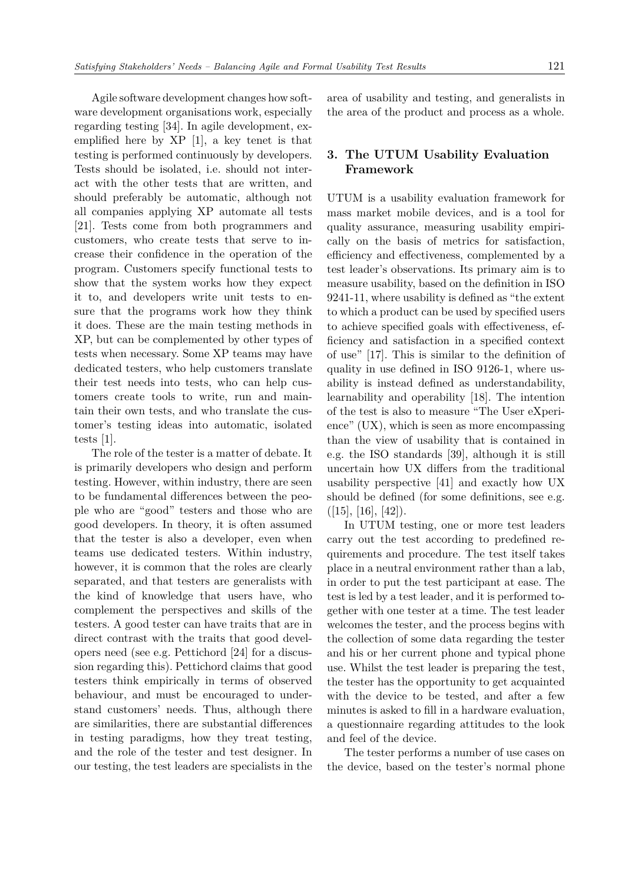Agile software development changes how software development organisations work, especially regarding testing [34]. In agile development, exemplified here by XP [1], a key tenet is that testing is performed continuously by developers. Tests should be isolated, i.e. should not interact with the other tests that are written, and should preferably be automatic, although not all companies applying XP automate all tests [21]. Tests come from both programmers and customers, who create tests that serve to increase their confidence in the operation of the program. Customers specify functional tests to show that the system works how they expect it to, and developers write unit tests to ensure that the programs work how they think it does. These are the main testing methods in XP, but can be complemented by other types of tests when necessary. Some XP teams may have dedicated testers, who help customers translate their test needs into tests, who can help customers create tools to write, run and maintain their own tests, and who translate the customer's testing ideas into automatic, isolated tests [1].

The role of the tester is a matter of debate. It is primarily developers who design and perform testing. However, within industry, there are seen to be fundamental differences between the people who are "good" testers and those who are good developers. In theory, it is often assumed that the tester is also a developer, even when teams use dedicated testers. Within industry, however, it is common that the roles are clearly separated, and that testers are generalists with the kind of knowledge that users have, who complement the perspectives and skills of the testers. A good tester can have traits that are in direct contrast with the traits that good developers need (see e.g. Pettichord [24] for a discussion regarding this). Pettichord claims that good testers think empirically in terms of observed behaviour, and must be encouraged to understand customers' needs. Thus, although there are similarities, there are substantial differences in testing paradigms, how they treat testing, and the role of the tester and test designer. In our testing, the test leaders are specialists in the area of usability and testing, and generalists in the area of the product and process as a whole.

## 3. The UTUM Usability Evaluation Framework

UTUM is a usability evaluation framework for mass market mobile devices, and is a tool for quality assurance, measuring usability empirically on the basis of metrics for satisfaction, efficiency and effectiveness, complemented by a test leader's observations. Its primary aim is to measure usability, based on the definition in ISO 9241-11, where usability is defined as "the extent to which a product can be used by specified users to achieve specified goals with effectiveness, efficiency and satisfaction in a specified context of use" [17]. This is similar to the definition of quality in use defined in ISO 9126-1, where usability is instead defined as understandability, learnability and operability [18]. The intention of the test is also to measure "The User eXperience" (UX), which is seen as more encompassing than the view of usability that is contained in e.g. the ISO standards [39], although it is still uncertain how UX differs from the traditional usability perspective [41] and exactly how UX should be defined (for some definitions, see e.g. ([15], [16], [42]).

In UTUM testing, one or more test leaders carry out the test according to predefined requirements and procedure. The test itself takes place in a neutral environment rather than a lab, in order to put the test participant at ease. The test is led by a test leader, and it is performed together with one tester at a time. The test leader welcomes the tester, and the process begins with the collection of some data regarding the tester and his or her current phone and typical phone use. Whilst the test leader is preparing the test, the tester has the opportunity to get acquainted with the device to be tested, and after a few minutes is asked to fill in a hardware evaluation, a questionnaire regarding attitudes to the look and feel of the device.

The tester performs a number of use cases on the device, based on the tester's normal phone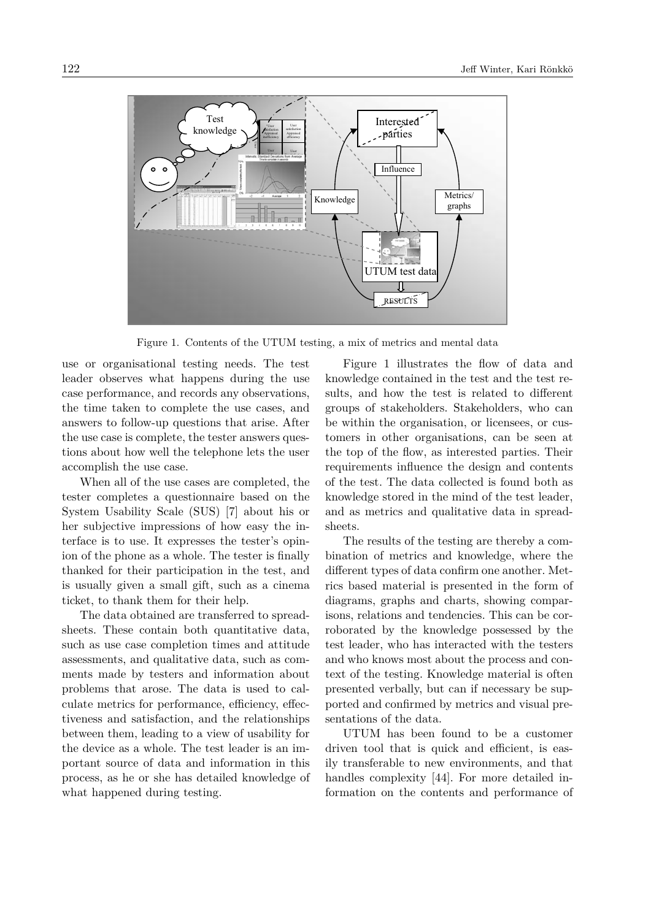Figure 1. Contents of the UTUM testing, a mix of metrics and mental data

use or organisational testing needs. The test leader observes what happens during the use case performance, and records any observations, the time taken to complete the use cases, and answers to follow-up questions that arise. After the use case is complete, the tester answers questions about how well the telephone lets the user accomplish the use case.

When all of the use cases are completed, the tester completes a questionnaire based on the System Usability Scale (SUS) [7] about his or her subjective impressions of how easy the interface is to use. It expresses the tester's opinion of the phone as a whole. The tester is finally thanked for their participation in the test, and is usually given a small gift, such as a cinema ticket, to thank them for their help.

The data obtained are transferred to spreadsheets. These contain both quantitative data, such as use case completion times and attitude assessments, and qualitative data, such as comments made by testers and information about problems that arose. The data is used to calculate metrics for performance, efficiency, effectiveness and satisfaction, and the relationships between them, leading to a view of usability for the device as a whole. The test leader is an important source of data and information in this process, as he or she has detailed knowledge of what happened during testing.

Figure 1 illustrates the flow of data and knowledge contained in the test and the test results, and how the test is related to different groups of stakeholders. Stakeholders, who can be within the organisation, or licensees, or customers in other organisations, can be seen at the top of the flow, as interested parties. Their requirements influence the design and contents of the test. The data collected is found both as knowledge stored in the mind of the test leader, and as metrics and qualitative data in spreadsheets.

The results of the testing are thereby a combination of metrics and knowledge, where the different types of data confirm one another. Metrics based material is presented in the form of diagrams, graphs and charts, showing comparisons, relations and tendencies. This can be corroborated by the knowledge possessed by the test leader, who has interacted with the testers and who knows most about the process and context of the testing. Knowledge material is often presented verbally, but can if necessary be supported and confirmed by metrics and visual presentations of the data.

UTUM has been found to be a customer driven tool that is quick and efficient, is easily transferable to new environments, and that handles complexity [44]. For more detailed information on the contents and performance of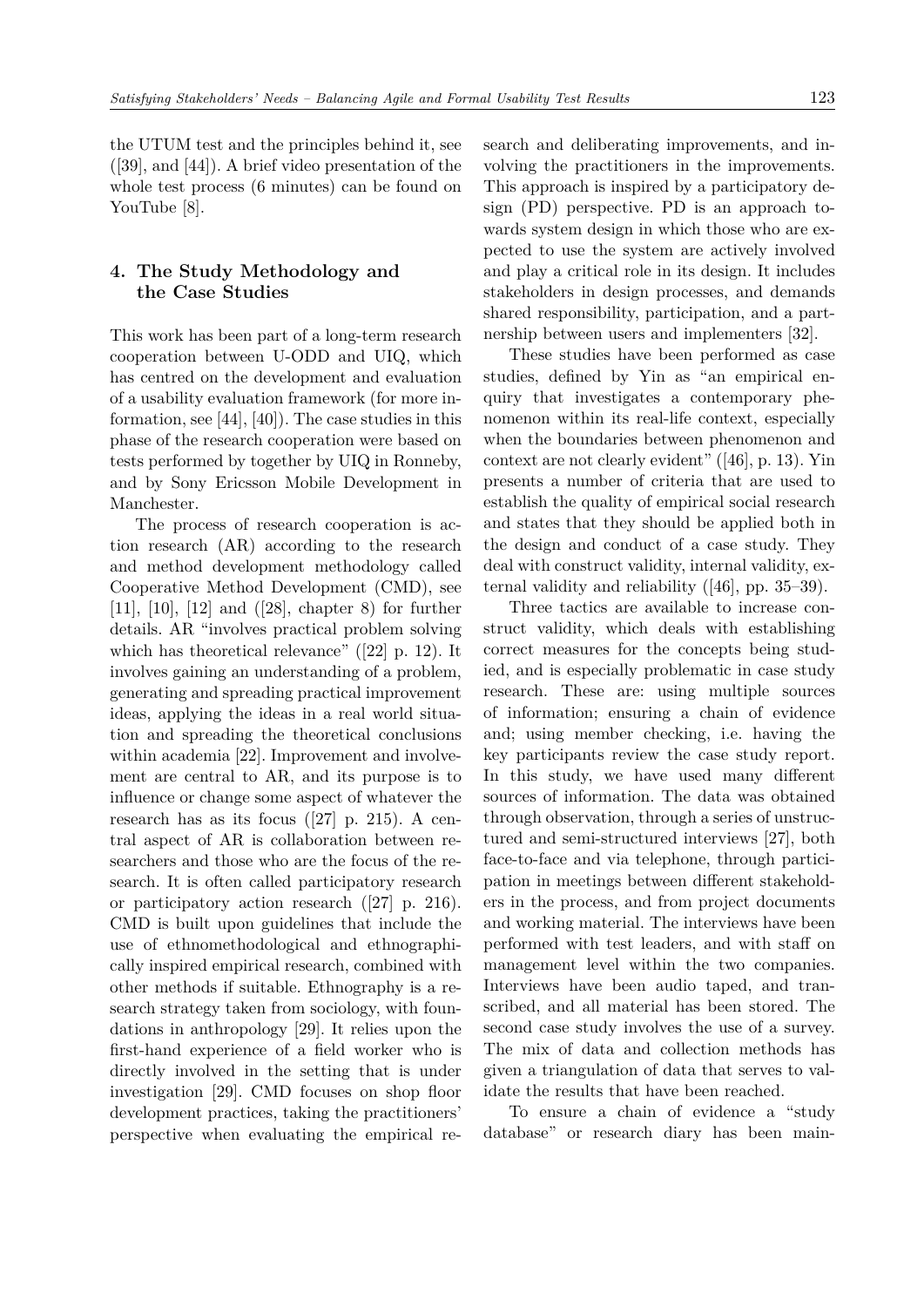the UTUM test and the principles behind it, see ([39], and [44]). A brief video presentation of the whole test process (6 minutes) can be found on YouTube [8].

## 4. The Study Methodology and the Case Studies

This work has been part of a long-term research cooperation between U-ODD and UIQ, which has centred on the development and evaluation of a usability evaluation framework (for more information, see [44], [40]). The case studies in this phase of the research cooperation were based on tests performed by together by UIQ in Ronneby, and by Sony Ericsson Mobile Development in Manchester.

The process of research cooperation is action research (AR) according to the research and method development methodology called Cooperative Method Development (CMD), see [11], [10], [12] and ([28], chapter 8) for further details. AR "involves practical problem solving which has theoretical relevance" ([22] p. 12). It involves gaining an understanding of a problem, generating and spreading practical improvement ideas, applying the ideas in a real world situation and spreading the theoretical conclusions within academia [22]. Improvement and involvement are central to AR, and its purpose is to influence or change some aspect of whatever the research has as its focus ([27] p. 215). A central aspect of AR is collaboration between researchers and those who are the focus of the research. It is often called participatory research or participatory action research ([27] p. 216). CMD is built upon guidelines that include the use of ethnomethodological and ethnographically inspired empirical research, combined with other methods if suitable. Ethnography is a research strategy taken from sociology, with foundations in anthropology [29]. It relies upon the first-hand experience of a field worker who is directly involved in the setting that is under investigation [29]. CMD focuses on shop floor development practices, taking the practitioners' perspective when evaluating the empirical research and deliberating improvements, and involving the practitioners in the improvements. This approach is inspired by a participatory design (PD) perspective. PD is an approach towards system design in which those who are expected to use the system are actively involved and play a critical role in its design. It includes stakeholders in design processes, and demands shared responsibility, participation, and a partnership between users and implementers [32].

These studies have been performed as case studies, defined by Yin as "an empirical enquiry that investigates a contemporary phenomenon within its real-life context, especially when the boundaries between phenomenon and context are not clearly evident" ([46], p. 13). Yin presents a number of criteria that are used to establish the quality of empirical social research and states that they should be applied both in the design and conduct of a case study. They deal with construct validity, internal validity, external validity and reliability ([46], pp. 35–39).

Three tactics are available to increase construct validity, which deals with establishing correct measures for the concepts being studied, and is especially problematic in case study research. These are: using multiple sources of information; ensuring a chain of evidence and; using member checking, i.e. having the key participants review the case study report. In this study, we have used many different sources of information. The data was obtained through observation, through a series of unstructured and semi-structured interviews [27], both face-to-face and via telephone, through participation in meetings between different stakeholders in the process, and from project documents and working material. The interviews have been performed with test leaders, and with staff on management level within the two companies. Interviews have been audio taped, and transcribed, and all material has been stored. The second case study involves the use of a survey. The mix of data and collection methods has given a triangulation of data that serves to validate the results that have been reached.

To ensure a chain of evidence a "study database" or research diary has been main-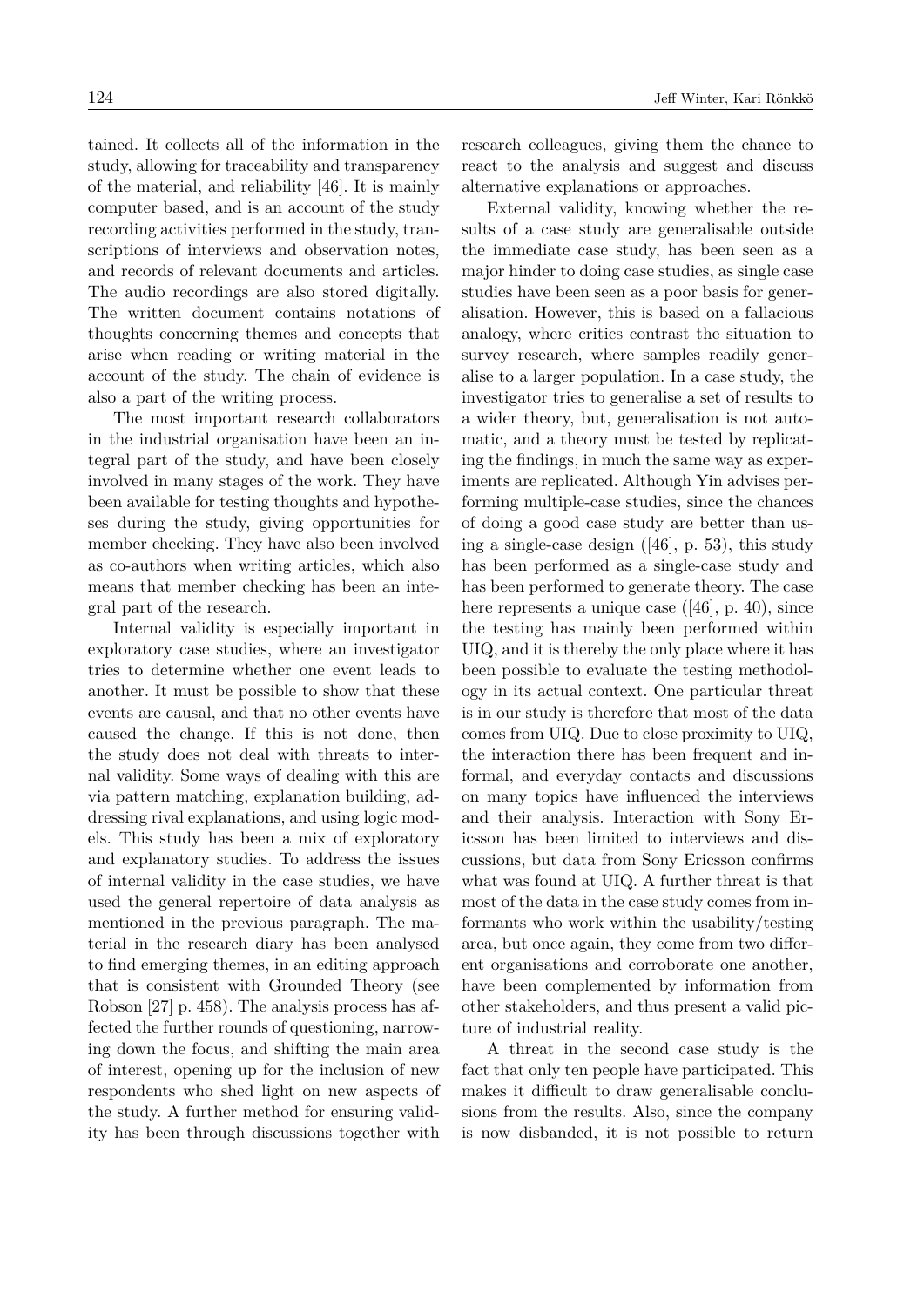tained. It collects all of the information in the study, allowing for traceability and transparency of the material, and reliability [46]. It is mainly computer based, and is an account of the study recording activities performed in the study, transcriptions of interviews and observation notes, and records of relevant documents and articles. The audio recordings are also stored digitally. The written document contains notations of thoughts concerning themes and concepts that arise when reading or writing material in the account of the study. The chain of evidence is also a part of the writing process.

The most important research collaborators in the industrial organisation have been an integral part of the study, and have been closely involved in many stages of the work. They have been available for testing thoughts and hypotheses during the study, giving opportunities for member checking. They have also been involved as co-authors when writing articles, which also means that member checking has been an integral part of the research.

Internal validity is especially important in exploratory case studies, where an investigator tries to determine whether one event leads to another. It must be possible to show that these events are causal, and that no other events have caused the change. If this is not done, then the study does not deal with threats to internal validity. Some ways of dealing with this are via pattern matching, explanation building, addressing rival explanations, and using logic models. This study has been a mix of exploratory and explanatory studies. To address the issues of internal validity in the case studies, we have used the general repertoire of data analysis as mentioned in the previous paragraph. The material in the research diary has been analysed to find emerging themes, in an editing approach that is consistent with Grounded Theory (see Robson [27] p. 458). The analysis process has affected the further rounds of questioning, narrowing down the focus, and shifting the main area of interest, opening up for the inclusion of new respondents who shed light on new aspects of the study. A further method for ensuring validity has been through discussions together with research colleagues, giving them the chance to react to the analysis and suggest and discuss alternative explanations or approaches.

External validity, knowing whether the results of a case study are generalisable outside the immediate case study, has been seen as a major hinder to doing case studies, as single case studies have been seen as a poor basis for generalisation. However, this is based on a fallacious analogy, where critics contrast the situation to survey research, where samples readily generalise to a larger population. In a case study, the investigator tries to generalise a set of results to a wider theory, but, generalisation is not automatic, and a theory must be tested by replicating the findings, in much the same way as experiments are replicated. Although Yin advises performing multiple-case studies, since the chances of doing a good case study are better than using a single-case design ([46], p. 53), this study has been performed as a single-case study and has been performed to generate theory. The case here represents a unique case ([46], p. 40), since the testing has mainly been performed within UIQ, and it is thereby the only place where it has been possible to evaluate the testing methodology in its actual context. One particular threat is in our study is therefore that most of the data comes from UIQ. Due to close proximity to UIQ, the interaction there has been frequent and informal, and everyday contacts and discussions on many topics have influenced the interviews and their analysis. Interaction with Sony Ericsson has been limited to interviews and discussions, but data from Sony Ericsson confirms what was found at UIQ. A further threat is that most of the data in the case study comes from informants who work within the usability/testing area, but once again, they come from two different organisations and corroborate one another, have been complemented by information from other stakeholders, and thus present a valid picture of industrial reality.

A threat in the second case study is the fact that only ten people have participated. This makes it difficult to draw generalisable conclusions from the results. Also, since the company is now disbanded, it is not possible to return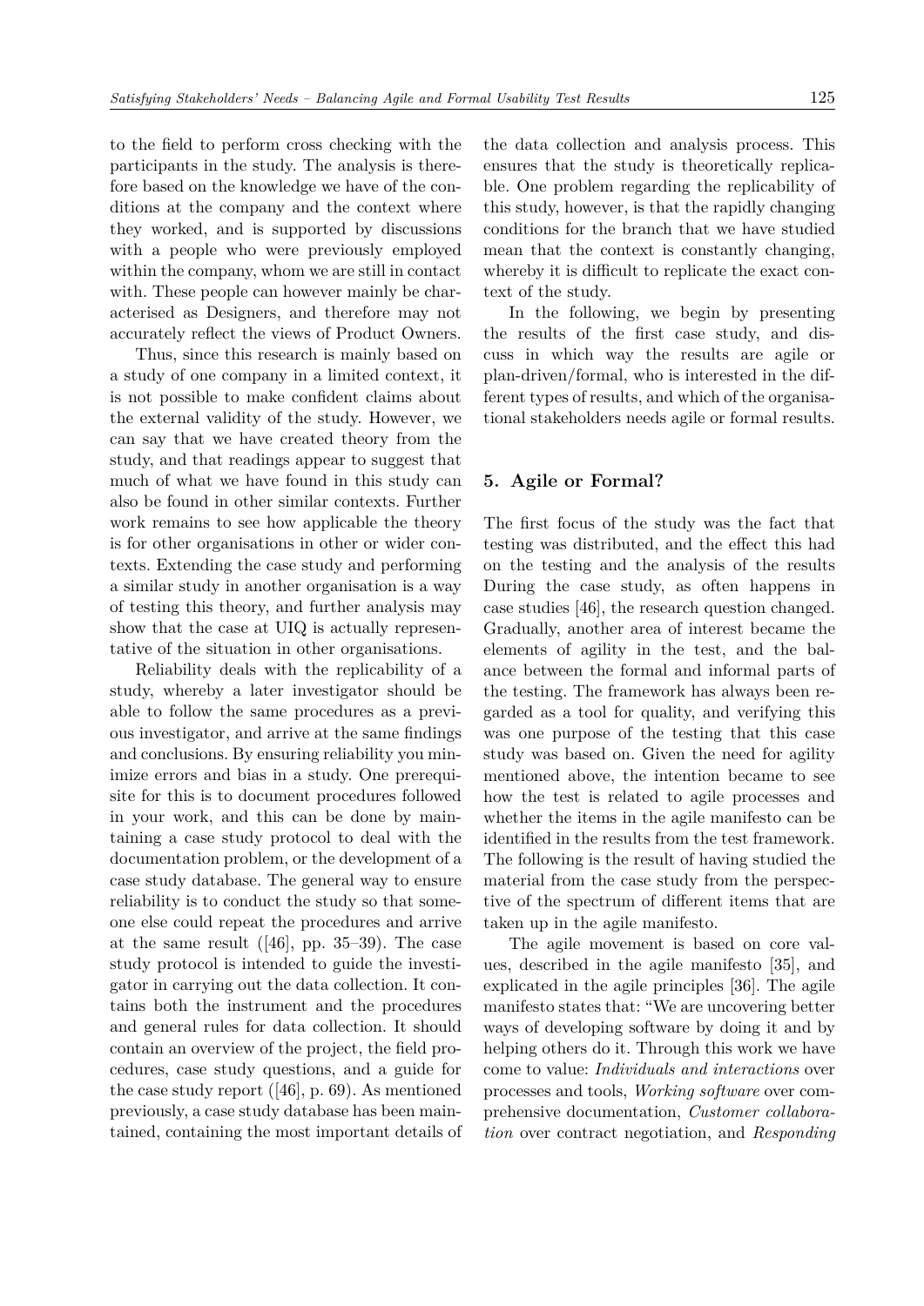to the field to perform cross checking with the participants in the study. The analysis is therefore based on the knowledge we have of the conditions at the company and the context where they worked, and is supported by discussions with a people who were previously employed within the company, whom we are still in contact with. These people can however mainly be characterised as Designers, and therefore may not accurately reflect the views of Product Owners.

Thus, since this research is mainly based on a study of one company in a limited context, it is not possible to make confident claims about the external validity of the study. However, we can say that we have created theory from the study, and that readings appear to suggest that much of what we have found in this study can also be found in other similar contexts. Further work remains to see how applicable the theory is for other organisations in other or wider contexts. Extending the case study and performing a similar study in another organisation is a way of testing this theory, and further analysis may show that the case at UIQ is actually representative of the situation in other organisations.

Reliability deals with the replicability of a study, whereby a later investigator should be able to follow the same procedures as a previous investigator, and arrive at the same findings and conclusions. By ensuring reliability you minimize errors and bias in a study. One prerequisite for this is to document procedures followed in your work, and this can be done by maintaining a case study protocol to deal with the documentation problem, or the development of a case study database. The general way to ensure reliability is to conduct the study so that someone else could repeat the procedures and arrive at the same result ([46], pp. 35–39). The case study protocol is intended to guide the investigator in carrying out the data collection. It contains both the instrument and the procedures and general rules for data collection. It should contain an overview of the project, the field procedures, case study questions, and a guide for the case study report ([46], p. 69). As mentioned previously, a case study database has been maintained, containing the most important details of the data collection and analysis process. This ensures that the study is theoretically replicable. One problem regarding the replicability of this study, however, is that the rapidly changing conditions for the branch that we have studied mean that the context is constantly changing, whereby it is difficult to replicate the exact context of the study.

In the following, we begin by presenting the results of the first case study, and discuss in which way the results are agile or plan-driven/formal, who is interested in the different types of results, and which of the organisational stakeholders needs agile or formal results.

## 5. Agile or Formal?

The first focus of the study was the fact that testing was distributed, and the effect this had on the testing and the analysis of the results During the case study, as often happens in case studies [46], the research question changed. Gradually, another area of interest became the elements of agility in the test, and the balance between the formal and informal parts of the testing. The framework has always been regarded as a tool for quality, and verifying this was one purpose of the testing that this case study was based on. Given the need for agility mentioned above, the intention became to see how the test is related to agile processes and whether the items in the agile manifesto can be identified in the results from the test framework. The following is the result of having studied the material from the case study from the perspective of the spectrum of different items that are taken up in the agile manifesto.

The agile movement is based on core values, described in the agile manifesto [35], and explicated in the agile principles [36]. The agile manifesto states that: "We are uncovering better ways of developing software by doing it and by helping others do it. Through this work we have come to value: *Individuals and interactions* over processes and tools, *Working software* over comprehensive documentation, *Customer collaboration* over contract negotiation, and *Responding*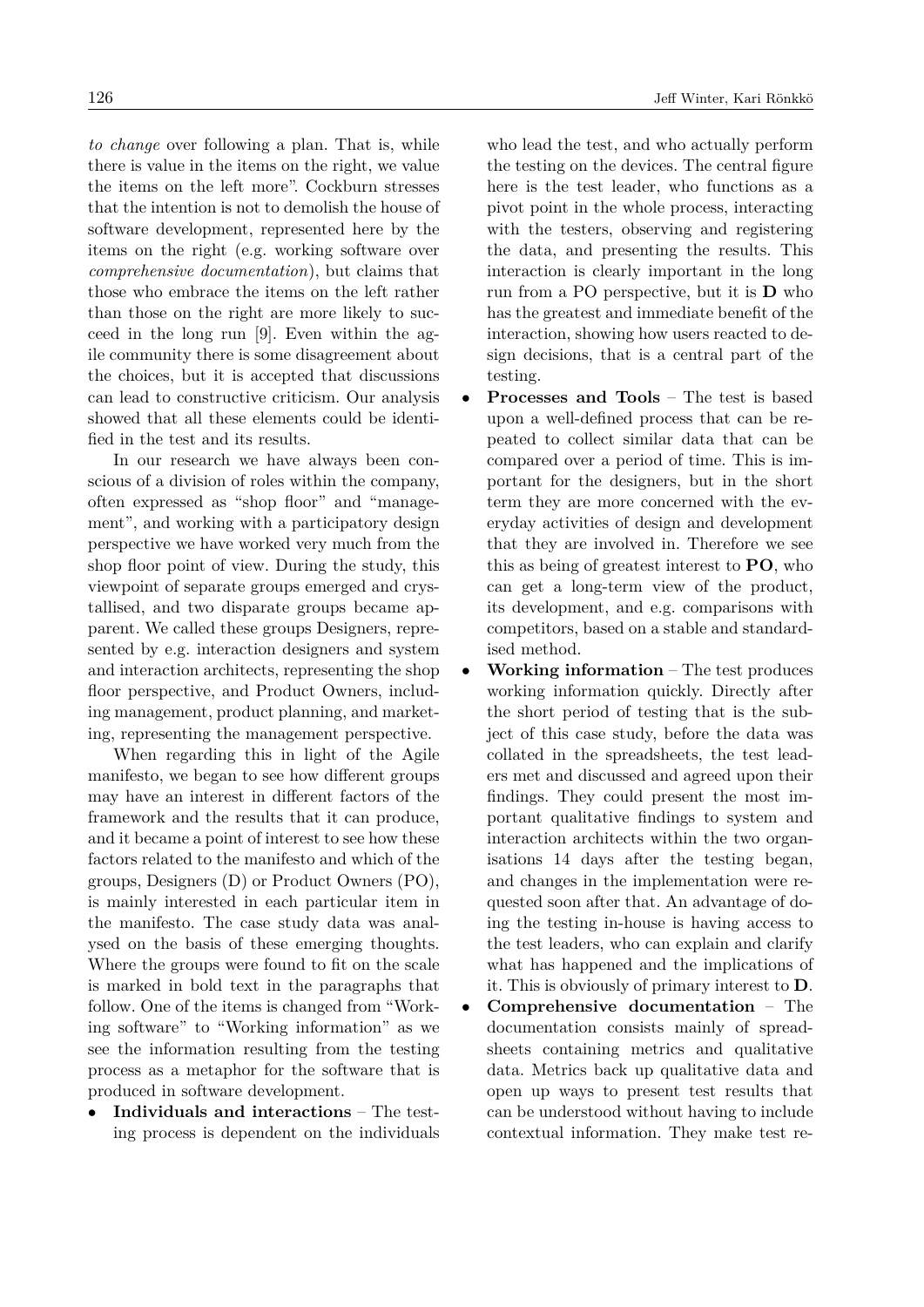*to change* over following a plan. That is, while there is value in the items on the right, we value the items on the left more". Cockburn stresses that the intention is not to demolish the house of software development, represented here by the items on the right (e.g. working software over *comprehensive documentation*), but claims that those who embrace the items on the left rather than those on the right are more likely to succeed in the long run [9]. Even within the agile community there is some disagreement about the choices, but it is accepted that discussions can lead to constructive criticism. Our analysis showed that all these elements could be identified in the test and its results.

In our research we have always been conscious of a division of roles within the company, often expressed as "shop floor" and "management", and working with a participatory design perspective we have worked very much from the shop floor point of view. During the study, this viewpoint of separate groups emerged and crystallised, and two disparate groups became apparent. We called these groups Designers, represented by e.g. interaction designers and system and interaction architects, representing the shop floor perspective, and Product Owners, including management, product planning, and marketing, representing the management perspective.

When regarding this in light of the Agile manifesto, we began to see how different groups may have an interest in different factors of the framework and the results that it can produce, and it became a point of interest to see how these factors related to the manifesto and which of the groups, Designers (D) or Product Owners (PO), is mainly interested in each particular item in the manifesto. The case study data was analysed on the basis of these emerging thoughts. Where the groups were found to fit on the scale is marked in bold text in the paragraphs that follow. One of the items is changed from "Working software" to "Working information" as we see the information resulting from the testing process as a metaphor for the software that is produced in software development.

- **Individuals and interactions** – The testing process is dependent on the individuals who lead the test, and who actually perform the testing on the devices. The central figure here is the test leader, who functions as a pivot point in the whole process, interacting with the testers, observing and registering the data, and presenting the results. This interaction is clearly important in the long run from a PO perspective, but it is **D** who has the greatest and immediate benefit of the interaction, showing how users reacted to design decisions, that is a central part of the testing.
- **Processes and Tools** – The test is based upon a well-defined process that can be repeated to collect similar data that can be compared over a period of time. This is important for the designers, but in the short term they are more concerned with the everyday activities of design and development that they are involved in. Therefore we see this as being of greatest interest to **PO**, who can get a long-term view of the product, its development, and e.g. comparisons with competitors, based on a stable and standardised method.
- **Working information** – The test produces working information quickly. Directly after the short period of testing that is the subject of this case study, before the data was collated in the spreadsheets, the test leaders met and discussed and agreed upon their findings. They could present the most important qualitative findings to system and interaction architects within the two organisations 14 days after the testing began, and changes in the implementation were requested soon after that. An advantage of doing the testing in-house is having access to the test leaders, who can explain and clarify what has happened and the implications of it. This is obviously of primary interest to **D**.
- **Comprehensive documentation** – The documentation consists mainly of spreadsheets containing metrics and qualitative data. Metrics back up qualitative data and open up ways to present test results that can be understood without having to include contextual information. They make test re-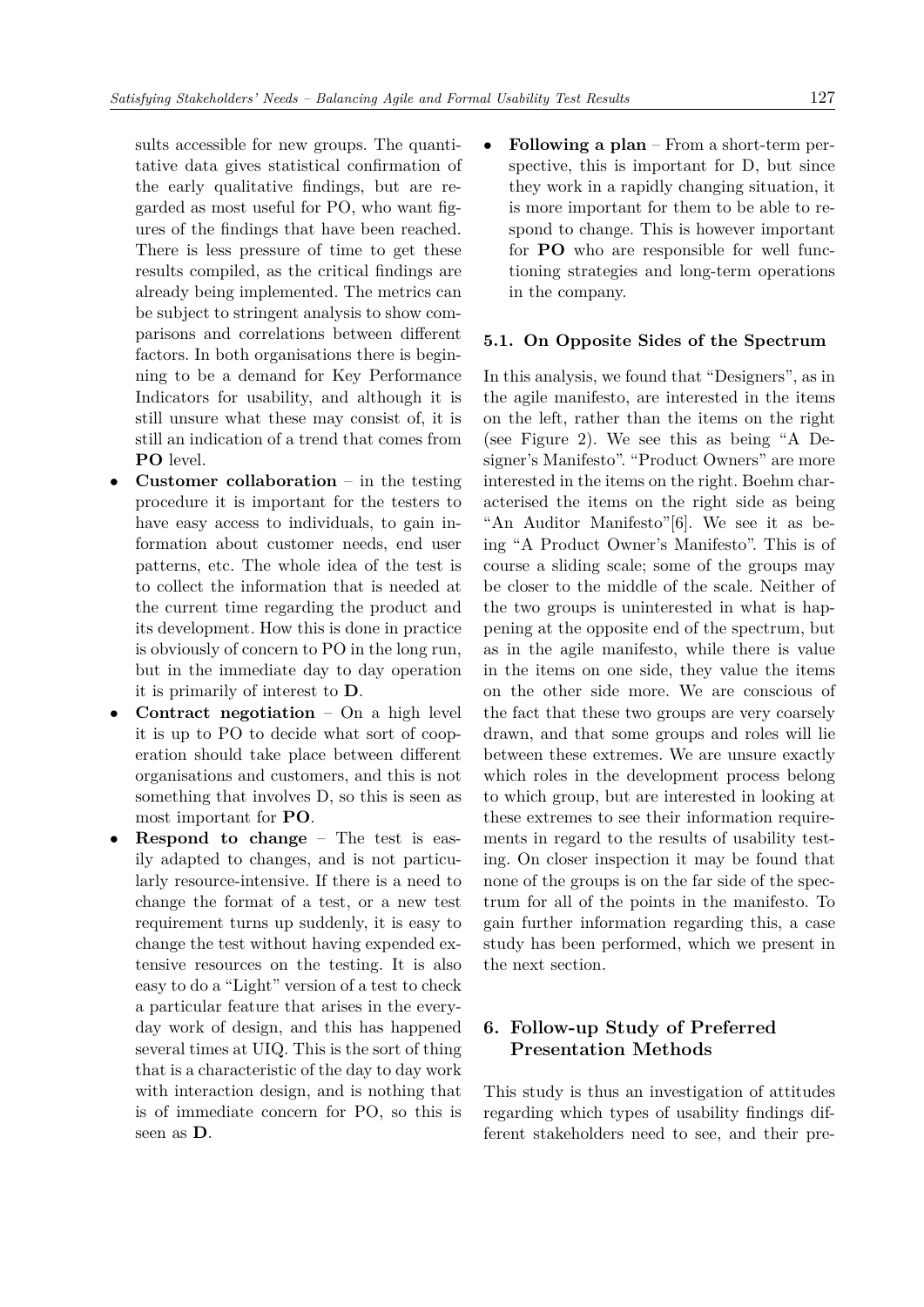sults accessible for new groups. The quantitative data gives statistical confirmation of the early qualitative findings, but are regarded as most useful for PO, who want figures of the findings that have been reached. There is less pressure of time to get these results compiled, as the critical findings are already being implemented. The metrics can be subject to stringent analysis to show comparisons and correlations between different factors. In both organisations there is beginning to be a demand for Key Performance Indicators for usability, and although it is still unsure what these may consist of, it is still an indication of a trend that comes from **PO** level.

- **Customer collaboration** – in the testing procedure it is important for the testers to have easy access to individuals, to gain information about customer needs, end user patterns, etc. The whole idea of the test is to collect the information that is needed at the current time regarding the product and its development. How this is done in practice is obviously of concern to PO in the long run, but in the immediate day to day operation it is primarily of interest to **D**.
- **Contract negotiation** – On a high level it is up to PO to decide what sort of cooperation should take place between different organisations and customers, and this is not something that involves D, so this is seen as most important for **PO**.
- **Respond to change** – The test is easily adapted to changes, and is not particularly resource-intensive. If there is a need to change the format of a test, or a new test requirement turns up suddenly, it is easy to change the test without having expended extensive resources on the testing. It is also easy to do a "Light" version of a test to check a particular feature that arises in the everyday work of design, and this has happened several times at UIQ. This is the sort of thing that is a characteristic of the day to day work with interaction design, and is nothing that is of immediate concern for PO, so this is seen as **D**.
- **Following a plan** – From a short-term perspective, this is important for D, but since they work in a rapidly changing situation, it is more important for them to be able to respond to change. This is however important for **PO** who are responsible for well functioning strategies and long-term operations in the company.

### 5.1. On Opposite Sides of the Spectrum

In this analysis, we found that "Designers", as in the agile manifesto, are interested in the items on the left, rather than the items on the right (see Figure 2). We see this as being "A Designer's Manifesto". "Product Owners" are more interested in the items on the right. Boehm characterised the items on the right side as being "An Auditor Manifesto"[6]. We see it as being "A Product Owner's Manifesto". This is of course a sliding scale; some of the groups may be closer to the middle of the scale. Neither of the two groups is uninterested in what is happening at the opposite end of the spectrum, but as in the agile manifesto, while there is value in the items on one side, they value the items on the other side more. We are conscious of the fact that these two groups are very coarsely drawn, and that some groups and roles will lie between these extremes. We are unsure exactly which roles in the development process belong to which group, but are interested in looking at these extremes to see their information requirements in regard to the results of usability testing. On closer inspection it may be found that none of the groups is on the far side of the spectrum for all of the points in the manifesto. To gain further information regarding this, a case study has been performed, which we present in the next section.

## 6. Follow-up Study of Preferred Presentation Methods

This study is thus an investigation of attitudes regarding which types of usability findings different stakeholders need to see, and their pre-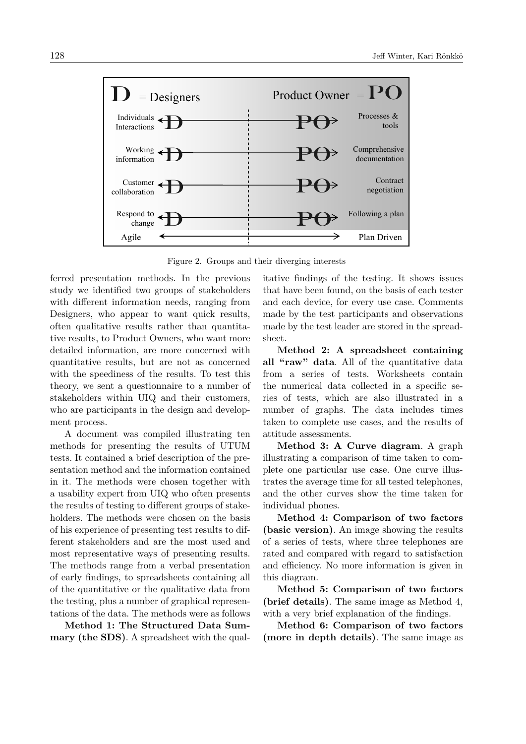Figure 2. Groups and their diverging interests

ferred presentation methods. In the previous study we identified two groups of stakeholders with different information needs, ranging from Designers, who appear to want quick results, often qualitative results rather than quantitative results, to Product Owners, who want more detailed information, are more concerned with quantitative results, but are not as concerned with the speediness of the results. To test this theory, we sent a questionnaire to a number of stakeholders within UIQ and their customers, who are participants in the design and development process.

A document was compiled illustrating ten methods for presenting the results of UTUM tests. It contained a brief description of the presentation method and the information contained in it. The methods were chosen together with a usability expert from UIQ who often presents the results of testing to different groups of stakeholders. The methods were chosen on the basis of his experience of presenting test results to different stakeholders and are the most used and most representative ways of presenting results. The methods range from a verbal presentation of early findings, to spreadsheets containing all of the quantitative or the qualitative data from the testing, plus a number of graphical representations of the data. The methods were as follows

**Method 1: The Structured Data Summary (the SDS)**. A spreadsheet with the qualitative findings of the testing. It shows issues that have been found, on the basis of each tester and each device, for every use case. Comments made by the test participants and observations made by the test leader are stored in the spreadsheet.

**Method 2: A spreadsheet containing all "raw" data**. All of the quantitative data from a series of tests. Worksheets contain the numerical data collected in a specific series of tests, which are also illustrated in a number of graphs. The data includes times taken to complete use cases, and the results of attitude assessments.

**Method 3: A Curve diagram**. A graph illustrating a comparison of time taken to complete one particular use case. One curve illustrates the average time for all tested telephones, and the other curves show the time taken for individual phones.

**Method 4: Comparison of two factors (basic version)**. An image showing the results of a series of tests, where three telephones are rated and compared with regard to satisfaction and efficiency. No more information is given in this diagram.

**Method 5: Comparison of two factors (brief details)**. The same image as Method 4, with a very brief explanation of the findings.

**Method 6: Comparison of two factors (more in depth details)**. The same image as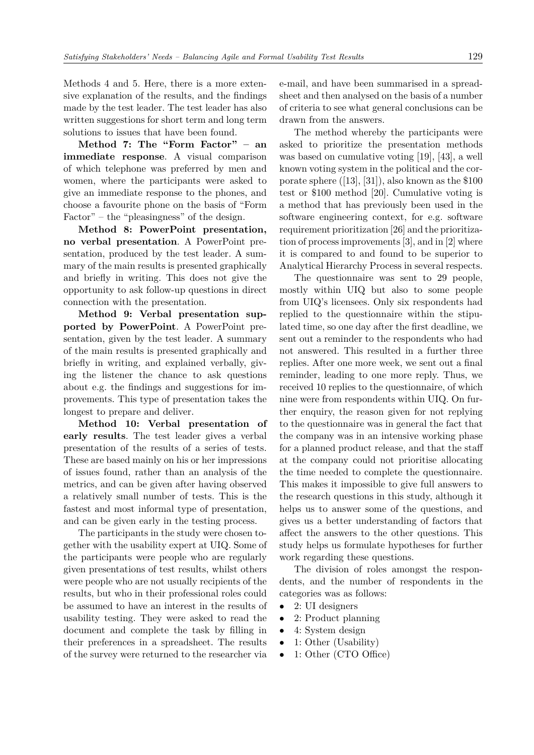Methods 4 and 5. Here, there is a more extensive explanation of the results, and the findings made by the test leader. The test leader has also written suggestions for short term and long term solutions to issues that have been found.

**Method 7: The "Form Factor" – an immediate response**. A visual comparison of which telephone was preferred by men and women, where the participants were asked to give an immediate response to the phones, and choose a favourite phone on the basis of "Form Factor" – the "pleasingness" of the design.

**Method 8: PowerPoint presentation, no verbal presentation**. A PowerPoint presentation, produced by the test leader. A summary of the main results is presented graphically and briefly in writing. This does not give the opportunity to ask follow-up questions in direct connection with the presentation.

**Method 9: Verbal presentation supported by PowerPoint**. A PowerPoint presentation, given by the test leader. A summary of the main results is presented graphically and briefly in writing, and explained verbally, giving the listener the chance to ask questions about e.g. the findings and suggestions for improvements. This type of presentation takes the longest to prepare and deliver.

**Method 10: Verbal presentation of early results**. The test leader gives a verbal presentation of the results of a series of tests. These are based mainly on his or her impressions of issues found, rather than an analysis of the metrics, and can be given after having observed a relatively small number of tests. This is the fastest and most informal type of presentation, and can be given early in the testing process.

The participants in the study were chosen together with the usability expert at UIQ. Some of the participants were people who are regularly given presentations of test results, whilst others were people who are not usually recipients of the results, but who in their professional roles could be assumed to have an interest in the results of usability testing. They were asked to read the document and complete the task by filling in their preferences in a spreadsheet. The results of the survey were returned to the researcher via e-mail, and have been summarised in a spreadsheet and then analysed on the basis of a number of criteria to see what general conclusions can be drawn from the answers.

The method whereby the participants were asked to prioritize the presentation methods was based on cumulative voting [19], [43], a well known voting system in the political and the corporate sphere ([13], [31]), also known as the $100 test or $100 method [20]. Cumulative voting is a method that has previously been used in the software engineering context, for e.g. software requirement prioritization [26] and the prioritization of process improvements [3], and in [2] where it is compared to and found to be superior to Analytical Hierarchy Process in several respects.

The questionnaire was sent to 29 people, mostly within UIQ but also to some people from UIQ's licensees. Only six respondents had replied to the questionnaire within the stipulated time, so one day after the first deadline, we sent out a reminder to the respondents who had not answered. This resulted in a further three replies. After one more week, we sent out a final reminder, leading to one more reply. Thus, we received 10 replies to the questionnaire, of which nine were from respondents within UIQ. On further enquiry, the reason given for not replying to the questionnaire was in general the fact that the company was in an intensive working phase for a planned product release, and that the staff at the company could not prioritise allocating the time needed to complete the questionnaire. This makes it impossible to give full answers to the research questions in this study, although it helps us to answer some of the questions, and gives us a better understanding of factors that affect the answers to the other questions. This study helps us formulate hypotheses for further work regarding these questions.

The division of roles amongst the respondents, and the number of respondents in the categories was as follows:

- 2: UI designers
- 2: Product planning
- 4: System design
- 1: Other (Usability)
- 1: Other (CTO Office)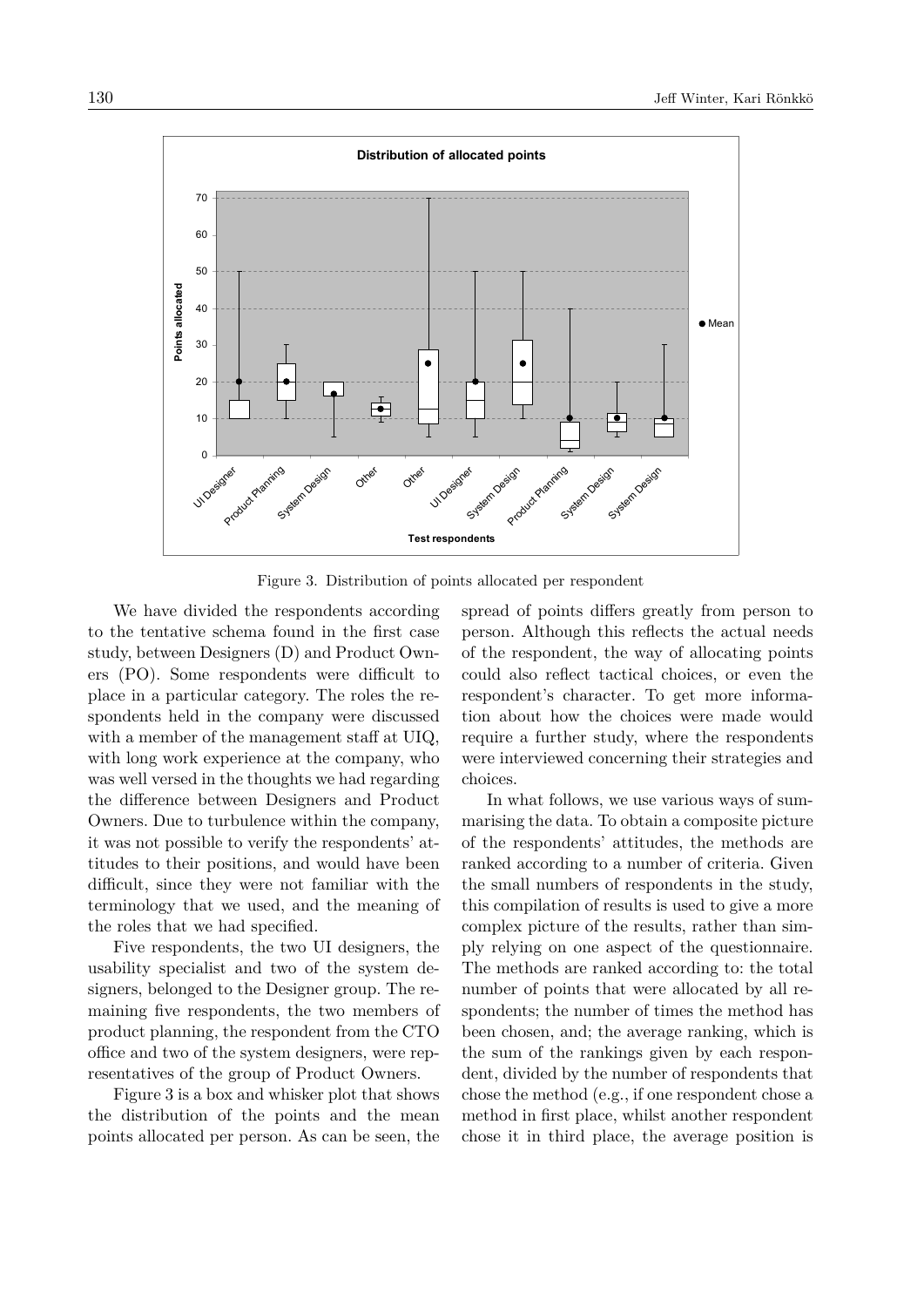Figure 3. Distribution of points allocated per respondent

We have divided the respondents according to the tentative schema found in the first case study, between Designers (D) and Product Owners (PO). Some respondents were difficult to place in a particular category. The roles the respondents held in the company were discussed with a member of the management staff at UIQ, with long work experience at the company, who was well versed in the thoughts we had regarding the difference between Designers and Product Owners. Due to turbulence within the company, it was not possible to verify the respondents' attitudes to their positions, and would have been difficult, since they were not familiar with the terminology that we used, and the meaning of the roles that we had specified.

Five respondents, the two UI designers, the usability specialist and two of the system designers, belonged to the Designer group. The remaining five respondents, the two members of product planning, the respondent from the CTO office and two of the system designers, were representatives of the group of Product Owners.

Figure 3 is a box and whisker plot that shows the distribution of the points and the mean points allocated per person. As can be seen, the spread of points differs greatly from person to person. Although this reflects the actual needs of the respondent, the way of allocating points could also reflect tactical choices, or even the respondent's character. To get more information about how the choices were made would require a further study, where the respondents were interviewed concerning their strategies and choices.

In what follows, we use various ways of summarising the data. To obtain a composite picture of the respondents' attitudes, the methods are ranked according to a number of criteria. Given the small numbers of respondents in the study, this compilation of results is used to give a more complex picture of the results, rather than simply relying on one aspect of the questionnaire. The methods are ranked according to: the total number of points that were allocated by all respondents; the number of times the method has been chosen, and; the average ranking, which is the sum of the rankings given by each respondent, divided by the number of respondents that chose the method (e.g., if one respondent chose a method in first place, whilst another respondent chose it in third place, the average position is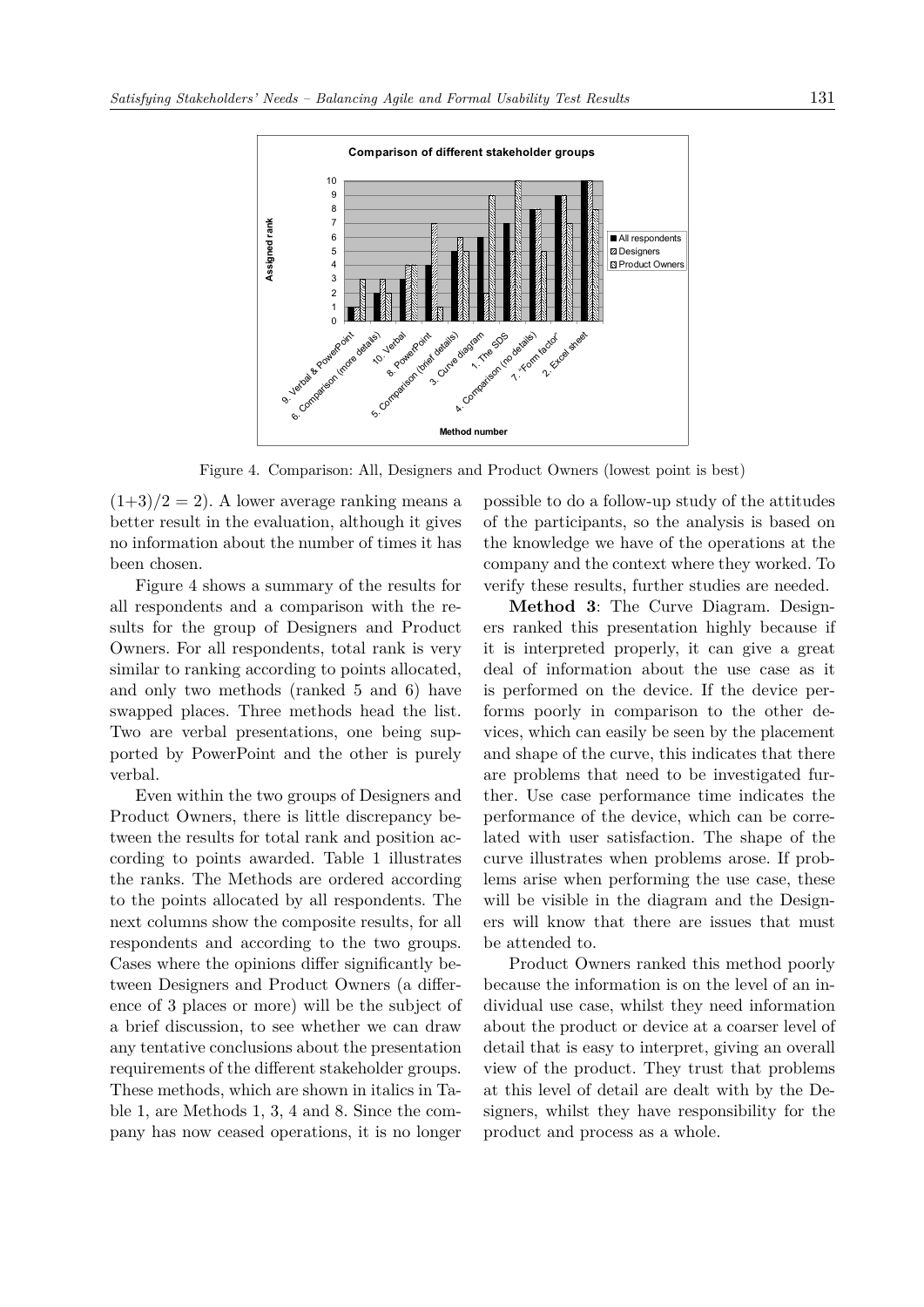Figure 4. Comparison: All, Designers and Product Owners (lowest point is best)

$(1+3)/2 = 2$). A lower average ranking means a better result in the evaluation, although it gives no information about the number of times it has been chosen.

Figure 4 shows a summary of the results for all respondents and a comparison with the results for the group of Designers and Product Owners. For all respondents, total rank is very similar to ranking according to points allocated, and only two methods (ranked 5 and 6) have swapped places. Three methods head the list. Two are verbal presentations, one being supported by PowerPoint and the other is purely verbal.

Even within the two groups of Designers and Product Owners, there is little discrepancy between the results for total rank and position according to points awarded. Table 1 illustrates the ranks. The Methods are ordered according to the points allocated by all respondents. The next columns show the composite results, for all respondents and according to the two groups. Cases where the opinions differ significantly between Designers and Product Owners (a difference of 3 places or more) will be the subject of a brief discussion, to see whether we can draw any tentative conclusions about the presentation requirements of the different stakeholder groups. These methods, which are shown in italics in Table 1, are Methods 1, 3, 4 and 8. Since the company has now ceased operations, it is no longer possible to do a follow-up study of the attitudes of the participants, so the analysis is based on the knowledge we have of the operations at the company and the context where they worked. To verify these results, further studies are needed.

**Method 3**: The Curve Diagram. Designers ranked this presentation highly because if it is interpreted properly, it can give a great deal of information about the use case as it is performed on the device. If the device performs poorly in comparison to the other devices, which can easily be seen by the placement and shape of the curve, this indicates that there are problems that need to be investigated further. Use case performance time indicates the performance of the device, which can be correlated with user satisfaction. The shape of the curve illustrates when problems arose. If problems arise when performing the use case, these will be visible in the diagram and the Designers will know that there are issues that must be attended to.

Product Owners ranked this method poorly because the information is on the level of an individual use case, whilst they need information about the product or device at a coarser level of detail that is easy to interpret, giving an overall view of the product. They trust that problems at this level of detail are dealt with by the Designers, whilst they have responsibility for the product and process as a whole.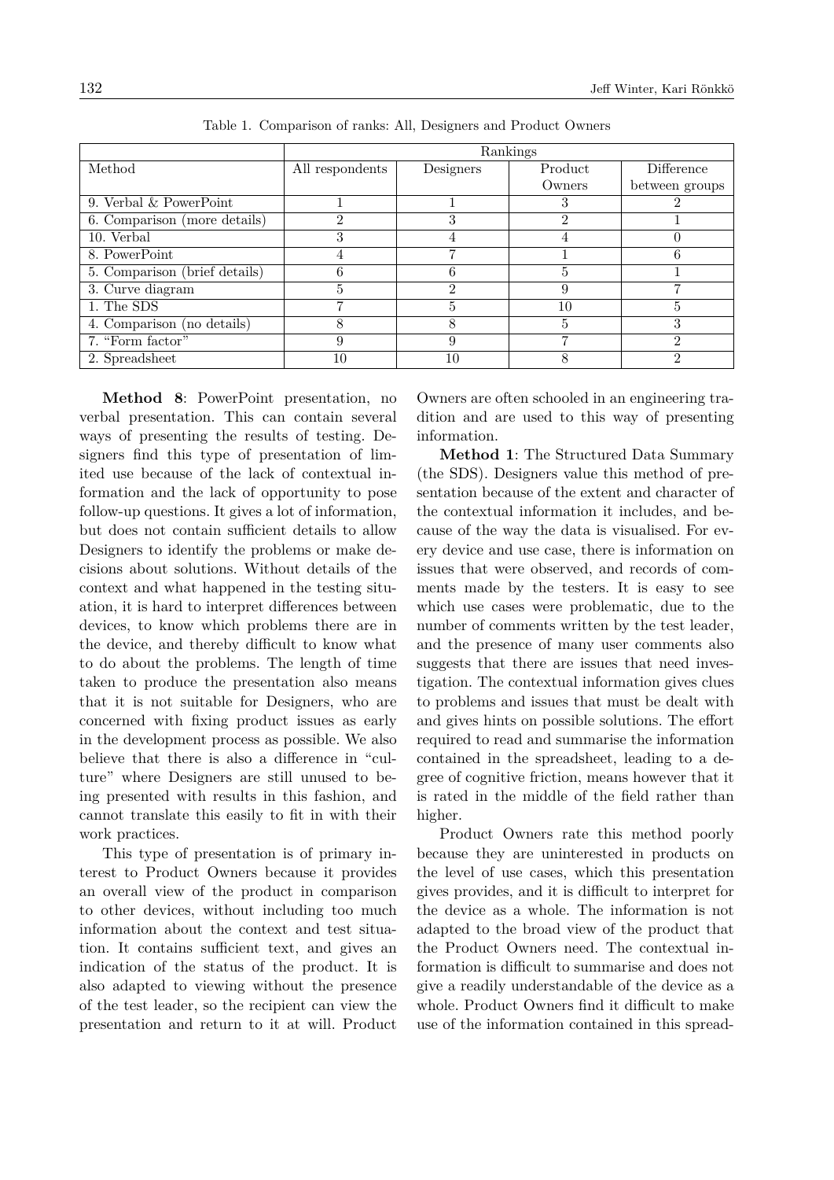Table 1. Comparison of ranks: All, Designers and Product Owners

| | Rankings | | | |
|---|---|---|---|---|
| Method | All respondents | Designers | Product Owners | Difference between groups |
| 9. Verbal & PowerPoint | 1 | 1 | 3 | 2 |
| 6. Comparison (more details) | 2 | 3 | 2 | 1 |
| 10. Verbal | 3 | 4 | 4 | 0 |
| 8. PowerPoint | 4 | 7 | 1 | 6 |
| 5. Comparison (brief details) | 6 | 6 | 5 | 1 |
| 3. Curve diagram | 5 | 2 | 9 | 7 |
| 1. The SDS | 7 | 5 | 10 | 5 |
| 4. Comparison (no details) | 8 | 8 | 5 | 3 |
| 7. "Form factor" | 9 | 9 | 7 | 2 |
| 2. Spreadsheet | 10 | 10 | 8 | 2 |

**Method 8**: PowerPoint presentation, no verbal presentation. This can contain several ways of presenting the results of testing. Designers find this type of presentation of limited use because of the lack of contextual information and the lack of opportunity to pose follow-up questions. It gives a lot of information, but does not contain sufficient details to allow Designers to identify the problems or make decisions about solutions. Without details of the context and what happened in the testing situation, it is hard to interpret differences between devices, to know which problems there are in the device, and thereby difficult to know what to do about the problems. The length of time taken to produce the presentation also means that it is not suitable for Designers, who are concerned with fixing product issues as early in the development process as possible. We also believe that there is also a difference in "culture" where Designers are still unused to being presented with results in this fashion, and cannot translate this easily to fit in with their work practices.

This type of presentation is of primary interest to Product Owners because it provides an overall view of the product in comparison to other devices, without including too much information about the context and test situation. It contains sufficient text, and gives an indication of the status of the product. It is also adapted to viewing without the presence of the test leader, so the recipient can view the presentation and return to it at will. Product Owners are often schooled in an engineering tradition and are used to this way of presenting information.

**Method 1**: The Structured Data Summary (the SDS). Designers value this method of presentation because of the extent and character of the contextual information it includes, and because of the way the data is visualised. For every device and use case, there is information on issues that were observed, and records of comments made by the testers. It is easy to see which use cases were problematic, due to the number of comments written by the test leader, and the presence of many user comments also suggests that there are issues that need investigation. The contextual information gives clues to problems and issues that must be dealt with and gives hints on possible solutions. The effort required to read and summarise the information contained in the spreadsheet, leading to a degree of cognitive friction, means however that it is rated in the middle of the field rather than higher.

Product Owners rate this method poorly because they are uninterested in products on the level of use cases, which this presentation gives provides, and it is difficult to interpret for the device as a whole. The information is not adapted to the broad view of the product that the Product Owners need. The contextual information is difficult to summarise and does not give a readily understandable of the device as a whole. Product Owners find it difficult to make use of the information contained in this spread-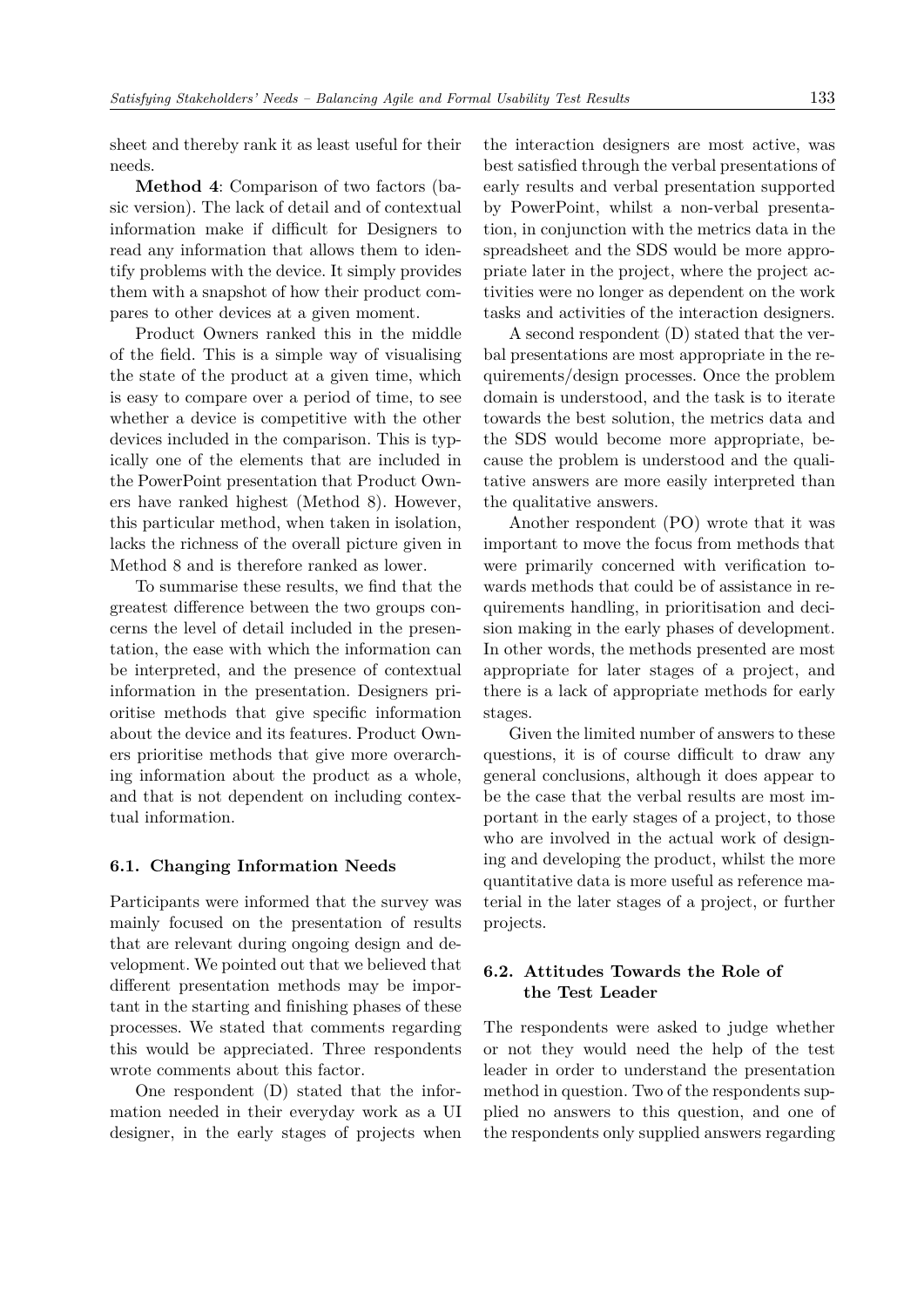sheet and thereby rank it as least useful for their needs.

**Method 4**: Comparison of two factors (basic version). The lack of detail and of contextual information make if difficult for Designers to read any information that allows them to identify problems with the device. It simply provides them with a snapshot of how their product compares to other devices at a given moment.

Product Owners ranked this in the middle of the field. This is a simple way of visualising the state of the product at a given time, which is easy to compare over a period of time, to see whether a device is competitive with the other devices included in the comparison. This is typically one of the elements that are included in the PowerPoint presentation that Product Owners have ranked highest (Method 8). However, this particular method, when taken in isolation, lacks the richness of the overall picture given in Method 8 and is therefore ranked as lower.

To summarise these results, we find that the greatest difference between the two groups concerns the level of detail included in the presentation, the ease with which the information can be interpreted, and the presence of contextual information in the presentation. Designers prioritise methods that give specific information about the device and its features. Product Owners prioritise methods that give more overarching information about the product as a whole, and that is not dependent on including contextual information.

### 6.1. Changing Information Needs

Participants were informed that the survey was mainly focused on the presentation of results that are relevant during ongoing design and development. We pointed out that we believed that different presentation methods may be important in the starting and finishing phases of these processes. We stated that comments regarding this would be appreciated. Three respondents wrote comments about this factor.

One respondent (D) stated that the information needed in their everyday work as a UI designer, in the early stages of projects when the interaction designers are most active, was best satisfied through the verbal presentations of early results and verbal presentation supported by PowerPoint, whilst a non-verbal presentation, in conjunction with the metrics data in the spreadsheet and the SDS would be more appropriate later in the project, where the project activities were no longer as dependent on the work tasks and activities of the interaction designers.

A second respondent (D) stated that the verbal presentations are most appropriate in the requirements/design processes. Once the problem domain is understood, and the task is to iterate towards the best solution, the metrics data and the SDS would become more appropriate, because the problem is understood and the qualitative answers are more easily interpreted than the qualitative answers.

Another respondent (PO) wrote that it was important to move the focus from methods that were primarily concerned with verification towards methods that could be of assistance in requirements handling, in prioritisation and decision making in the early phases of development. In other words, the methods presented are most appropriate for later stages of a project, and there is a lack of appropriate methods for early stages.

Given the limited number of answers to these questions, it is of course difficult to draw any general conclusions, although it does appear to be the case that the verbal results are most important in the early stages of a project, to those who are involved in the actual work of designing and developing the product, whilst the more quantitative data is more useful as reference material in the later stages of a project, or further projects.

### 6.2. Attitudes Towards the Role of the Test Leader

The respondents were asked to judge whether or not they would need the help of the test leader in order to understand the presentation method in question. Two of the respondents supplied no answers to this question, and one of the respondents only supplied answers regarding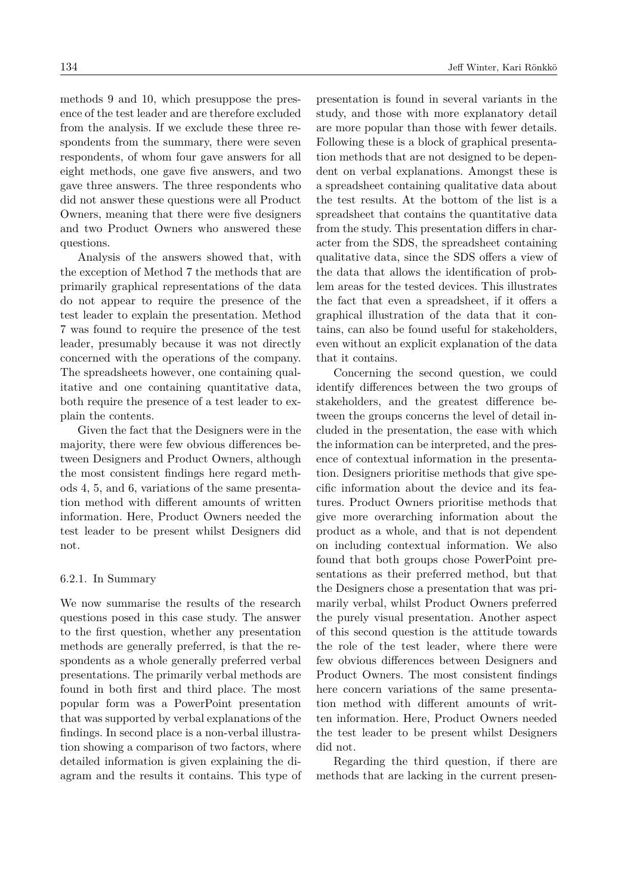methods 9 and 10, which presuppose the presence of the test leader and are therefore excluded from the analysis. If we exclude these three respondents from the summary, there were seven respondents, of whom four gave answers for all eight methods, one gave five answers, and two gave three answers. The three respondents who did not answer these questions were all Product Owners, meaning that there were five designers and two Product Owners who answered these questions.

Analysis of the answers showed that, with the exception of Method 7 the methods that are primarily graphical representations of the data do not appear to require the presence of the test leader to explain the presentation. Method 7 was found to require the presence of the test leader, presumably because it was not directly concerned with the operations of the company. The spreadsheets however, one containing qualitative and one containing quantitative data, both require the presence of a test leader to explain the contents.

Given the fact that the Designers were in the majority, there were few obvious differences between Designers and Product Owners, although the most consistent findings here regard methods 4, 5, and 6, variations of the same presentation method with different amounts of written information. Here, Product Owners needed the test leader to be present whilst Designers did not.

### 6.2.1. In Summary

We now summarise the results of the research questions posed in this case study. The answer to the first question, whether any presentation methods are generally preferred, is that the respondents as a whole generally preferred verbal presentations. The primarily verbal methods are found in both first and third place. The most popular form was a PowerPoint presentation that was supported by verbal explanations of the findings. In second place is a non-verbal illustration showing a comparison of two factors, where detailed information is given explaining the diagram and the results it contains. This type of presentation is found in several variants in the study, and those with more explanatory detail are more popular than those with fewer details. Following these is a block of graphical presentation methods that are not designed to be dependent on verbal explanations. Amongst these is a spreadsheet containing qualitative data about the test results. At the bottom of the list is a spreadsheet that contains the quantitative data from the study. This presentation differs in character from the SDS, the spreadsheet containing qualitative data, since the SDS offers a view of the data that allows the identification of problem areas for the tested devices. This illustrates the fact that even a spreadsheet, if it offers a graphical illustration of the data that it contains, can also be found useful for stakeholders, even without an explicit explanation of the data that it contains.

Concerning the second question, we could identify differences between the two groups of stakeholders, and the greatest difference between the groups concerns the level of detail included in the presentation, the ease with which the information can be interpreted, and the presence of contextual information in the presentation. Designers prioritise methods that give specific information about the device and its features. Product Owners prioritise methods that give more overarching information about the product as a whole, and that is not dependent on including contextual information. We also found that both groups chose PowerPoint presentations as their preferred method, but that the Designers chose a presentation that was primarily verbal, whilst Product Owners preferred the purely visual presentation. Another aspect of this second question is the attitude towards the role of the test leader, where there were few obvious differences between Designers and Product Owners. The most consistent findings here concern variations of the same presentation method with different amounts of written information. Here, Product Owners needed the test leader to be present whilst Designers did not.

Regarding the third question, if there are methods that are lacking in the current presen-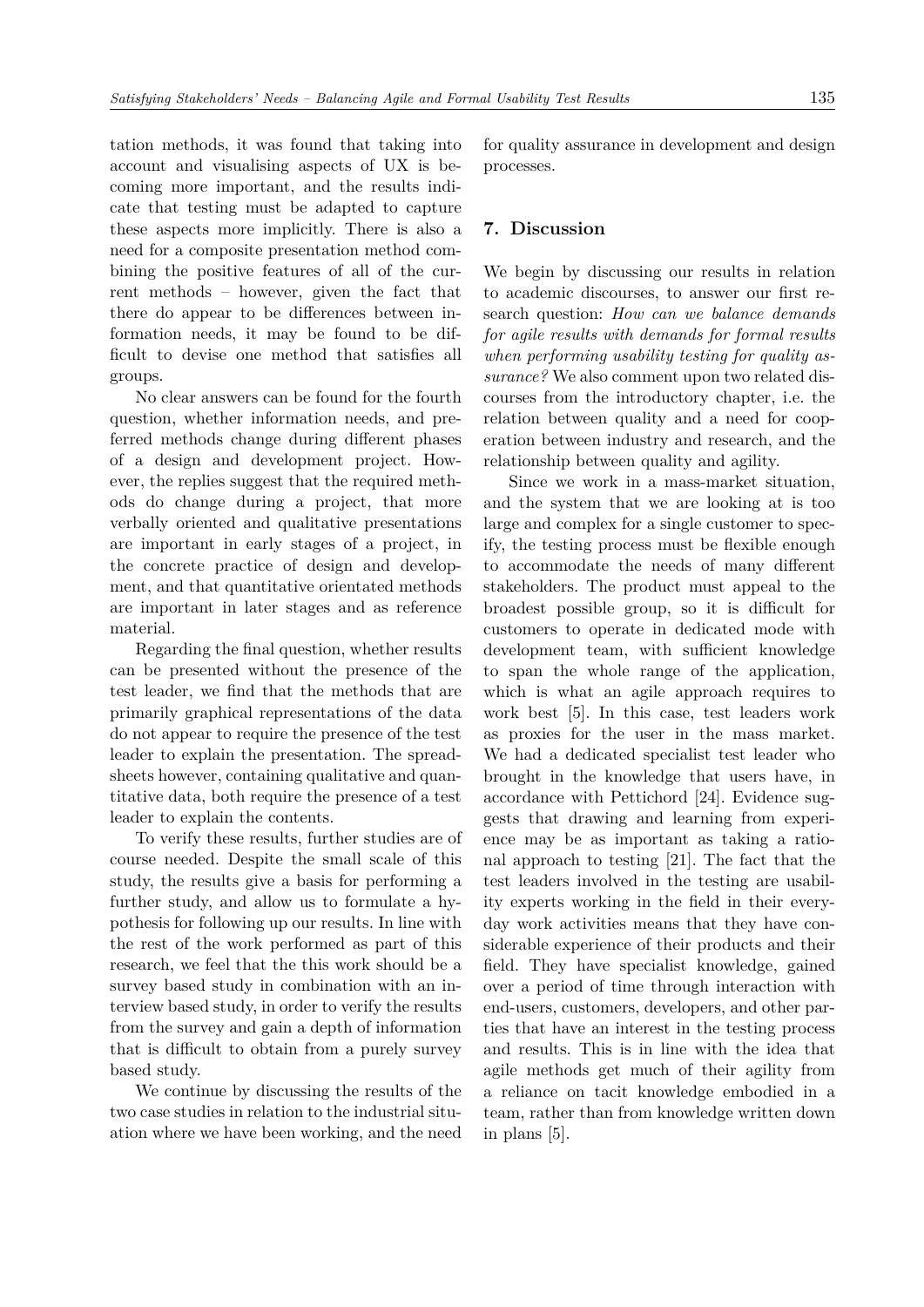tation methods, it was found that taking into account and visualising aspects of UX is becoming more important, and the results indicate that testing must be adapted to capture these aspects more implicitly. There is also a need for a composite presentation method combining the positive features of all of the current methods – however, given the fact that there do appear to be differences between information needs, it may be found to be difficult to devise one method that satisfies all groups.

No clear answers can be found for the fourth question, whether information needs, and preferred methods change during different phases of a design and development project. However, the replies suggest that the required methods do change during a project, that more verbally oriented and qualitative presentations are important in early stages of a project, in the concrete practice of design and development, and that quantitative orientated methods are important in later stages and as reference material.

Regarding the final question, whether results can be presented without the presence of the test leader, we find that the methods that are primarily graphical representations of the data do not appear to require the presence of the test leader to explain the presentation. The spreadsheets however, containing qualitative and quantitative data, both require the presence of a test leader to explain the contents.

To verify these results, further studies are of course needed. Despite the small scale of this study, the results give a basis for performing a further study, and allow us to formulate a hypothesis for following up our results. In line with the rest of the work performed as part of this research, we feel that the this work should be a survey based study in combination with an interview based study, in order to verify the results from the survey and gain a depth of information that is difficult to obtain from a purely survey based study.

We continue by discussing the results of the two case studies in relation to the industrial situation where we have been working, and the need for quality assurance in development and design processes.

## 7. Discussion

We begin by discussing our results in relation to academic discourses, to answer our first research question: *How can we balance demands for agile results with demands for formal results when performing usability testing for quality assurance?* We also comment upon two related discourses from the introductory chapter, i.e. the relation between quality and a need for cooperation between industry and research, and the relationship between quality and agility.

Since we work in a mass-market situation, and the system that we are looking at is too large and complex for a single customer to specify, the testing process must be flexible enough to accommodate the needs of many different stakeholders. The product must appeal to the broadest possible group, so it is difficult for customers to operate in dedicated mode with development team, with sufficient knowledge to span the whole range of the application, which is what an agile approach requires to work best [5]. In this case, test leaders work as proxies for the user in the mass market. We had a dedicated specialist test leader who brought in the knowledge that users have, in accordance with Pettichord [24]. Evidence suggests that drawing and learning from experience may be as important as taking a rational approach to testing [21]. The fact that the test leaders involved in the testing are usability experts working in the field in their everyday work activities means that they have considerable experience of their products and their field. They have specialist knowledge, gained over a period of time through interaction with end-users, customers, developers, and other parties that have an interest in the testing process and results. This is in line with the idea that agile methods get much of their agility from a reliance on tacit knowledge embodied in a team, rather than from knowledge written down in plans [5].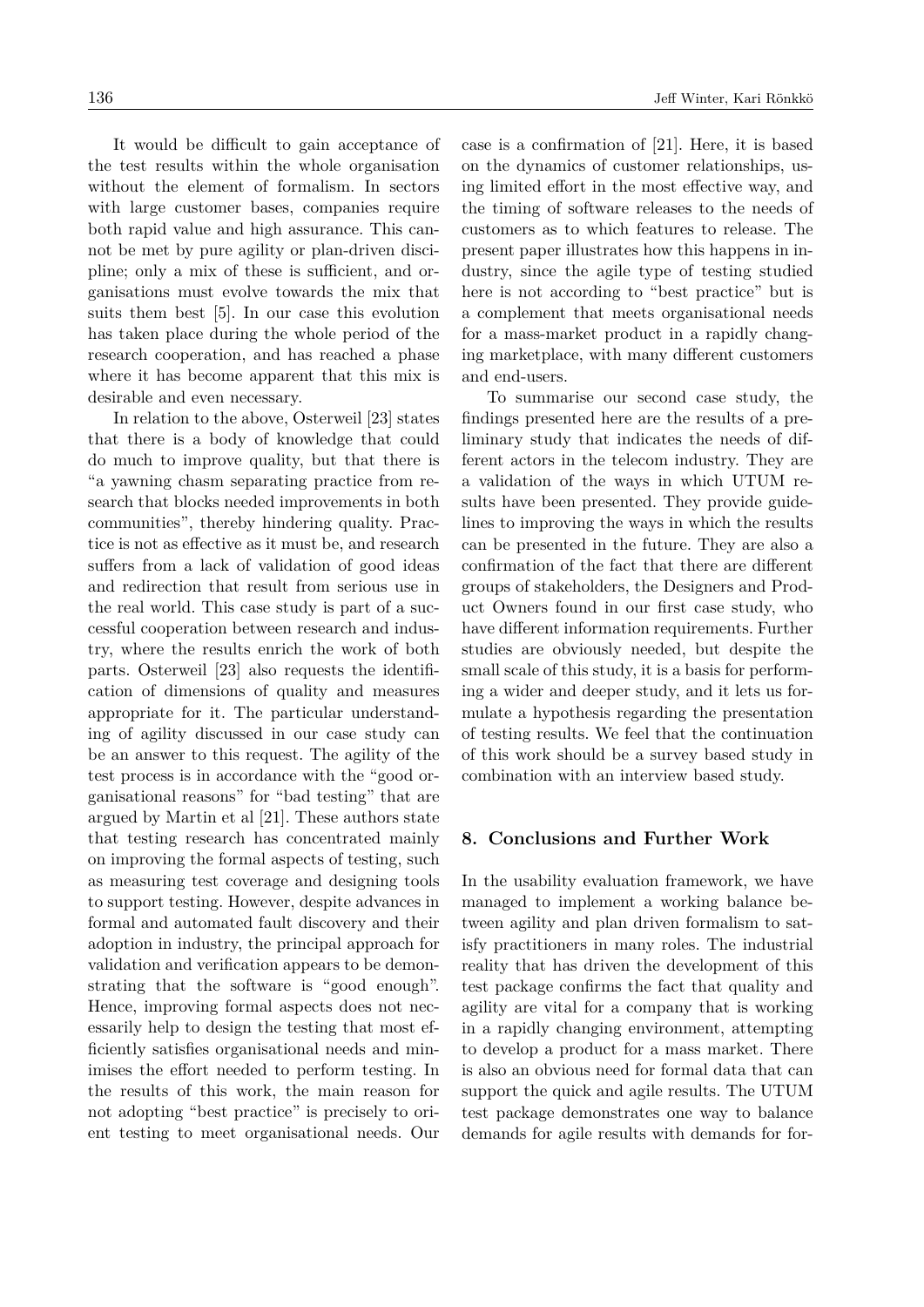It would be difficult to gain acceptance of the test results within the whole organisation without the element of formalism. In sectors with large customer bases, companies require both rapid value and high assurance. This cannot be met by pure agility or plan-driven discipline; only a mix of these is sufficient, and organisations must evolve towards the mix that suits them best [5]. In our case this evolution has taken place during the whole period of the research cooperation, and has reached a phase where it has become apparent that this mix is desirable and even necessary.

In relation to the above, Osterweil [23] states that there is a body of knowledge that could do much to improve quality, but that there is "a yawning chasm separating practice from research that blocks needed improvements in both communities", thereby hindering quality. Practice is not as effective as it must be, and research suffers from a lack of validation of good ideas and redirection that result from serious use in the real world. This case study is part of a successful cooperation between research and industry, where the results enrich the work of both parts. Osterweil [23] also requests the identification of dimensions of quality and measures appropriate for it. The particular understanding of agility discussed in our case study can be an answer to this request. The agility of the test process is in accordance with the "good organisational reasons" for "bad testing" that are argued by Martin et al [21]. These authors state that testing research has concentrated mainly on improving the formal aspects of testing, such as measuring test coverage and designing tools to support testing. However, despite advances in formal and automated fault discovery and their adoption in industry, the principal approach for validation and verification appears to be demonstrating that the software is "good enough". Hence, improving formal aspects does not necessarily help to design the testing that most efficiently satisfies organisational needs and minimises the effort needed to perform testing. In the results of this work, the main reason for not adopting "best practice" is precisely to orient testing to meet organisational needs. Our case is a confirmation of [21]. Here, it is based on the dynamics of customer relationships, using limited effort in the most effective way, and the timing of software releases to the needs of customers as to which features to release. The present paper illustrates how this happens in industry, since the agile type of testing studied here is not according to "best practice" but is a complement that meets organisational needs for a mass-market product in a rapidly changing marketplace, with many different customers and end-users.

To summarise our second case study, the findings presented here are the results of a preliminary study that indicates the needs of different actors in the telecom industry. They are a validation of the ways in which UTUM results have been presented. They provide guidelines to improving the ways in which the results can be presented in the future. They are also a confirmation of the fact that there are different groups of stakeholders, the Designers and Product Owners found in our first case study, who have different information requirements. Further studies are obviously needed, but despite the small scale of this study, it is a basis for performing a wider and deeper study, and it lets us formulate a hypothesis regarding the presentation of testing results. We feel that the continuation of this work should be a survey based study in combination with an interview based study.

## 8. Conclusions and Further Work

In the usability evaluation framework, we have managed to implement a working balance between agility and plan driven formalism to satisfy practitioners in many roles. The industrial reality that has driven the development of this test package confirms the fact that quality and agility are vital for a company that is working in a rapidly changing environment, attempting to develop a product for a mass market. There is also an obvious need for formal data that can support the quick and agile results. The UTUM test package demonstrates one way to balance demands for agile results with demands for for-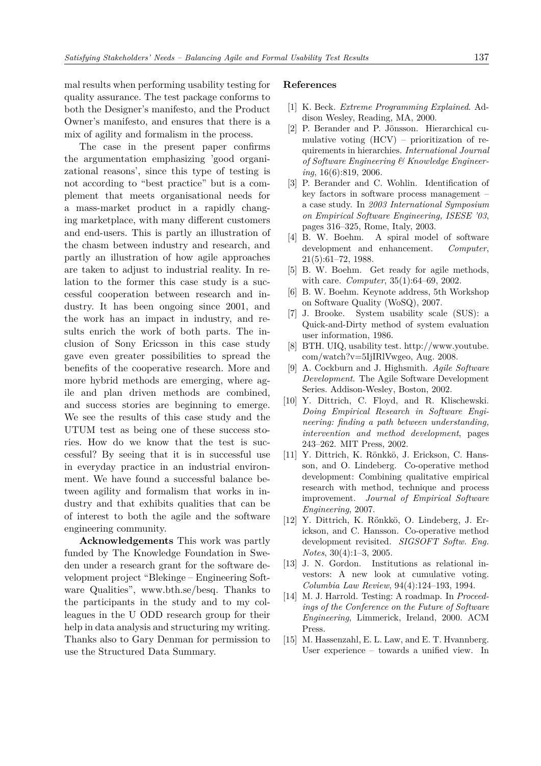mal results when performing usability testing for quality assurance. The test package conforms to both the Designer's manifesto, and the Product Owner's manifesto, and ensures that there is a mix of agility and formalism in the process.

The case in the present paper confirms the argumentation emphasizing 'good organizational reasons', since this type of testing is not according to "best practice" but is a complement that meets organisational needs for a mass-market product in a rapidly changing marketplace, with many different customers and end-users. This is partly an illustration of the chasm between industry and research, and partly an illustration of how agile approaches are taken to adjust to industrial reality. In relation to the former this case study is a successful cooperation between research and industry. It has been ongoing since 2001, and the work has an impact in industry, and results enrich the work of both parts. The inclusion of Sony Ericsson in this case study gave even greater possibilities to spread the benefits of the cooperative research. More and more hybrid methods are emerging, where agile and plan driven methods are combined, and success stories are beginning to emerge. We see the results of this case study and the UTUM test as being one of these success stories. How do we know that the test is successful? By seeing that it is in successful use in everyday practice in an industrial environment. We have found a successful balance between agility and formalism that works in industry and that exhibits qualities that can be of interest to both the agile and the software engineering community.

**Acknowledgements** This work was partly funded by The Knowledge Foundation in Sweden under a research grant for the software development project "Blekinge – Engineering Software Qualities", www.bth.se/besq. Thanks to the participants in the study and to my colleagues in the U ODD research group for their help in data analysis and structuring my writing. Thanks also to Gary Denman for permission to use the Structured Data Summary.

## References

[1] K. Beck. *Extreme Programming Explained*. Addison Wesley, Reading, MA, 2000.

[2] P. Berander and P. Jönsson. Hierarchical cumulative voting (HCV) – prioritization of requirements in hierarchies. *International Journal of Software Engineering & Knowledge Engineering*, 16(6):819, 2006.

[3] P. Berander and C. Wohlin. Identification of key factors in software process management – a case study. In *2003 International Symposium on Empirical Software Engineering, ISESE '03*, pages 316–325, Rome, Italy, 2003.

[4] B. W. Boehm. A spiral model of software development and enhancement. *Computer*, 21(5):61–72, 1988.

[5] B. W. Boehm. Get ready for agile methods, with care. *Computer*, 35(1):64–69, 2002.

[6] B. W. Boehm. Keynote address, 5th Workshop on Software Quality (WoSQ), 2007.

[7] J. Brooke. System usability scale (SUS): a Quick-and-Dirty method of system evaluation user information, 1986.

[8] BTH. UIQ, usability test. http://www.youtube.com/watch?v=5IjIRlVwgeo, Aug. 2008.

[9] A. Cockburn and J. Highsmith. *Agile Software Development*. The Agile Software Development Series. Addison-Wesley, Boston, 2002.

[10] Y. Dittrich, C. Floyd, and R. Klischewski. *Doing Empirical Research in Software Engineering: finding a path between understanding, intervention and method development*, pages 243–262. MIT Press, 2002.

[11] Y. Dittrich, K. Rönkkö, J. Erickson, C. Hansson, and O. Lindeberg. Co-operative method development: Combining qualitative empirical research with method, technique and process improvement. *Journal of Empirical Software Engineering*, 2007.

[12] Y. Dittrich, K. Rönkkö, O. Lindeberg, J. Erickson, and C. Hansson. Co-operative method development revisited. *SIGSOFT Softw. Eng. Notes*, 30(4):1–3, 2005.

[13] J. N. Gordon. Institutions as relational investors: A new look at cumulative voting. *Columbia Law Review*, 94(4):124–193, 1994.

[14] M. J. Harrold. Testing: A roadmap. In *Proceedings of the Conference on the Future of Software Engineering*, Limmerick, Ireland, 2000. ACM Press.

[15] M. Hassenzahl, E. L. Law, and E. T. Hvannberg. User experience – towards a unified view. In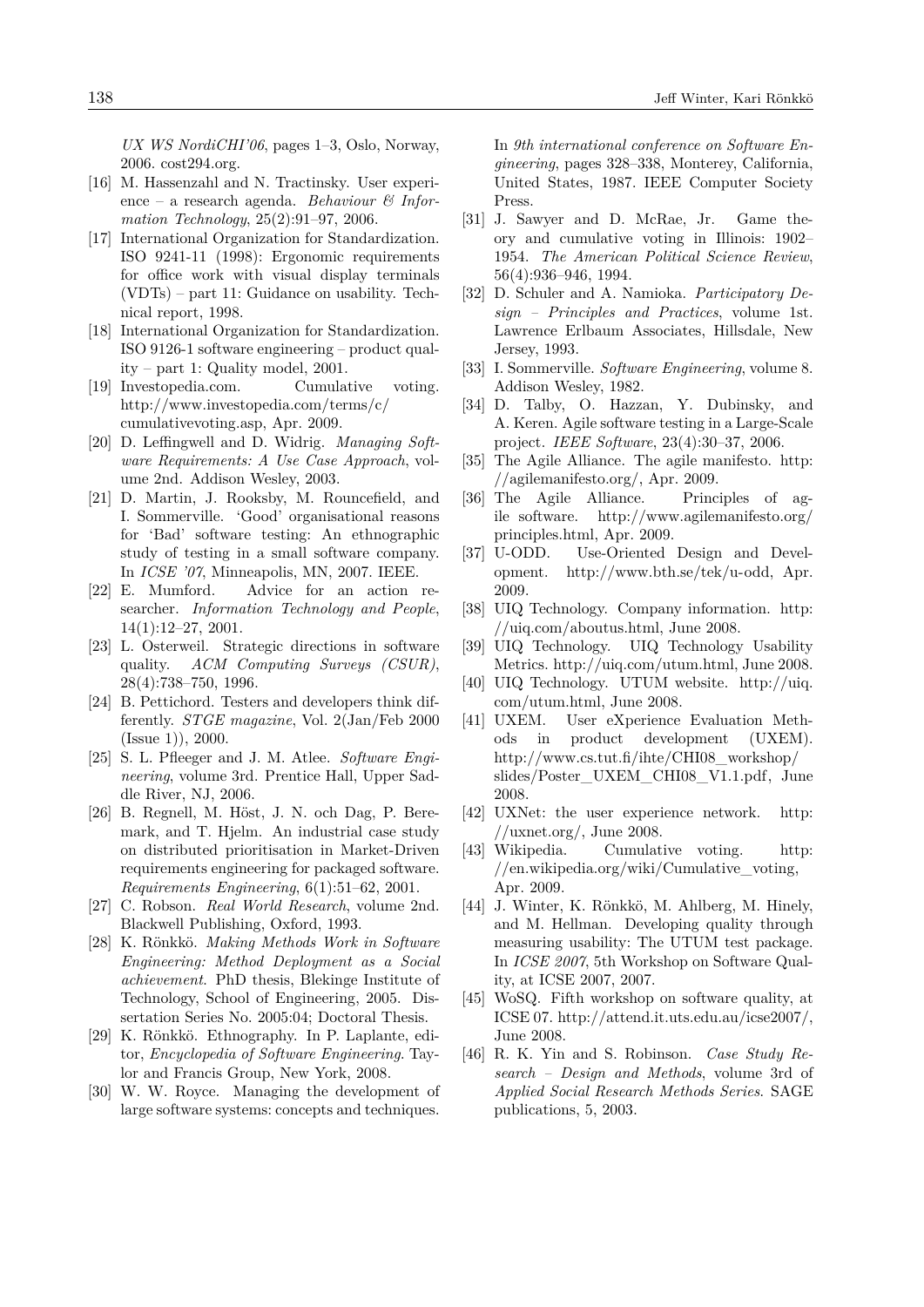*UX WS NordiCHI'06*, pages 1–3, Oslo, Norway, 2006. cost294.org.

[16] M. Hassenzahl and N. Tractinsky. User experience – a research agenda. *Behaviour & Information Technology*, 25(2):91–97, 2006.

[17] International Organization for Standardization. ISO 9241-11 (1998): Ergonomic requirements for office work with visual display terminals (VDTs) – part 11: Guidance on usability. Technical report, 1998.

[18] International Organization for Standardization. ISO 9126-1 software engineering – product quality – part 1: Quality model, 2001.

[19] Investopedia.com. Cumulative voting. http://www.investopedia.com/terms/c/cumulativevoting.asp, Apr. 2009.

[20] D. Leffingwell and D. Widrig. *Managing Software Requirements: A Use Case Approach*, volume 2nd. Addison Wesley, 2003.

[21] D. Martin, J. Rooksby, M. Rouncefield, and I. Sommerville. 'Good' organisational reasons for 'Bad' software testing: An ethnographic study of testing in a small software company. In *ICSE '07*, Minneapolis, MN, 2007. IEEE.

[22] E. Mumford. Advice for an action researcher. *Information Technology and People*, 14(1):12–27, 2001.

[23] L. Osterweil. Strategic directions in software quality. *ACM Computing Surveys (CSUR)*, 28(4):738–750, 1996.

[24] B. Pettichord. Testers and developers think differently. *STGE magazine*, Vol. 2(Jan/Feb 2000 (Issue 1)), 2000.

[25] S. L. Pfleeger and J. M. Atlee. *Software Engineering*, volume 3rd. Prentice Hall, Upper Saddle River, NJ, 2006.

[26] B. Regnell, M. Höst, J. N. och Dag, P. Beremark, and T. Hjelm. An industrial case study on distributed prioritisation in Market-Driven requirements engineering for packaged software. *Requirements Engineering*, 6(1):51–62, 2001.

[27] C. Robson. *Real World Research*, volume 2nd. Blackwell Publishing, Oxford, 1993.

[28] K. Rönkkö. *Making Methods Work in Software Engineering: Method Deployment as a Social achievement*. PhD thesis, Blekinge Institute of Technology, School of Engineering, 2005. Dissertation Series No. 2005:04; Doctoral Thesis.

[29] K. Rönkkö. Ethnography. In P. Laplante, editor, *Encyclopedia of Software Engineering*. Taylor and Francis Group, New York, 2008.

[30] W. W. Royce. Managing the development of large software systems: concepts and techniques. In *9th international conference on Software Engineering*, pages 328–338, Monterey, California, United States, 1987. IEEE Computer Society Press.

[31] J. Sawyer and D. McRae, Jr. Game theory and cumulative voting in Illinois: 1902–1954. *The American Political Science Review*, 56(4):936–946, 1994.

[32] D. Schuler and A. Namioka. *Participatory Design – Principles and Practices*, volume 1st. Lawrence Erlbaum Associates, Hillsdale, New Jersey, 1993.

[33] I. Sommerville. *Software Engineering*, volume 8. Addison Wesley, 1982.

[34] D. Talby, O. Hazzan, Y. Dubinsky, and A. Keren. Agile software testing in a Large-Scale project. *IEEE Software*, 23(4):30–37, 2006.

[35] The Agile Alliance. The agile manifesto. http://agilemanifesto.org/, Apr. 2009.

[36] The Agile Alliance. Principles of agile software. http://www.agilemanifesto.org/principles.html, Apr. 2009.

[37] U-ODD. Use-Oriented Design and Development. http://www.bth.se/tek/u-odd, Apr. 2009.

[38] UIQ Technology. Company information. http://uiq.com/aboutus.html, June 2008.

[39] UIQ Technology. UIQ Technology Usability Metrics. http://uiq.com/utum.html, June 2008.

[40] UIQ Technology. UTUM website. http://uiq.com/utum.html, June 2008.

[41] UXEM. User eXperience Evaluation Methods in product development (UXEM). http://www.cs.tut.fi/ihte/CHI08_workshop/slides/Poster_UXEM_CHI08_V1.1.pdf, June 2008.

[42] UXNet: the user experience network. http://uxnet.org/, June 2008.

[43] Wikipedia. Cumulative voting. http://en.wikipedia.org/wiki/Cumulative_voting, Apr. 2009.

[44] J. Winter, K. Rönkkö, M. Ahlberg, M. Hinely, and M. Hellman. Developing quality through measuring usability: The UTUM test package. In *ICSE 2007*, 5th Workshop on Software Quality, at ICSE 2007, 2007.

[45] WoSQ. Fifth workshop on software quality, at ICSE 07. http://attend.it.uts.edu.au/icse2007/, June 2008.

[46] R. K. Yin and S. Robinson. *Case Study Research – Design and Methods*, volume 3rd of *Applied Social Research Methods Series*. SAGE publications, 5, 2003.